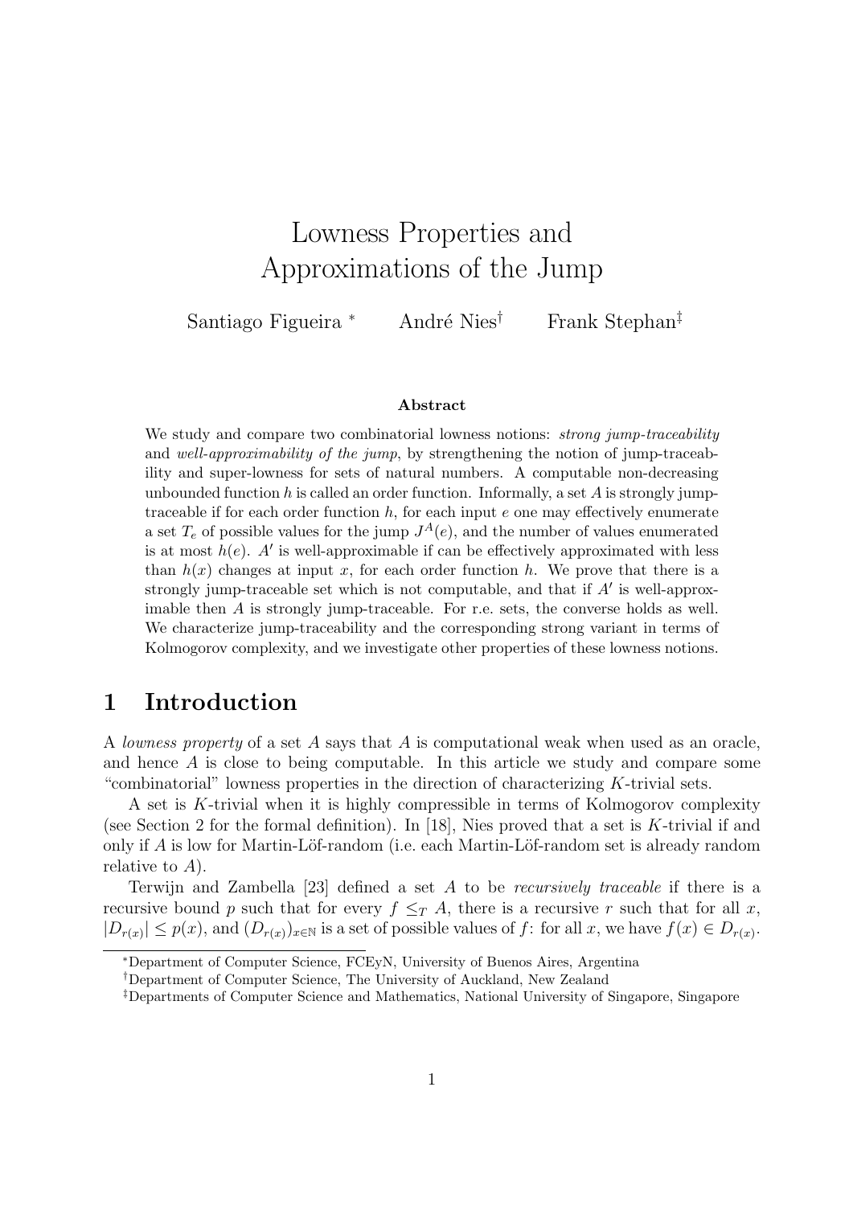# Lowness Properties and Approximations of the Jump

Santiago Figueira [*] André Nies[†] Frank Stephan[‡]

### Abstract

We study and compare two combinatorial lowness notions: *strong jump-traceability* and *well-approximability of the jump*, by strengthening the notion of jump-traceability and super-lowness for sets of natural numbers. A computable non-decreasing unbounded function $h$ is called an order function. Informally, a set $A$ is strongly jump-traceable if for each order function $h$, for each input $e$ one may effectively enumerate a set $T_e$ of possible values for the jump $J^A(e)$, and the number of values enumerated is at most $h(e)$. $A'$ is well-approximable if can be effectively approximated with less than $h(x)$ changes at input $x$, for each order function $h$. We prove that there is a strongly jump-traceable set which is not computable, and that if $A'$ is well-approximable then $A$ is strongly jump-traceable. For r.e. sets, the converse holds as well. We characterize jump-traceability and the corresponding strong variant in terms of Kolmogorov complexity, and we investigate other properties of these lowness notions.

## 1 Introduction

A *lowness property* of a set $A$ says that $A$ is computational weak when used as an oracle, and hence $A$ is close to being computable. In this article we study and compare some "combinatorial" lowness properties in the direction of characterizing $K$-trivial sets.

A set is $K$-trivial when it is highly compressible in terms of Kolmogorov complexity (see Section 2 for the formal definition). In [18], Nies proved that a set is $K$-trivial if and only if $A$ is low for Martin-Löf-random (i.e. each Martin-Löf-random set is already random relative to $A$).

Terwijn and Zambella [23] defined a set $A$ to be *recursively traceable* if there is a recursive bound $p$ such that for every $f \leq_T A$, there is a recursive $r$ such that for all $x$, $|D_{r(x)}| \leq p(x)$, and $(D_{r(x)})_{x\in\mathbb{N}}$ is a set of possible values of $f$: for all $x$, we have $f(x) \in D_{r(x)}$.

---

[*] Department of Computer Science, FCEyN, University of Buenos Aires, Argentina

[†] Department of Computer Science, The University of Auckland, New Zealand

[‡] Departments of Computer Science and Mathematics, National University of Singapore, Singapore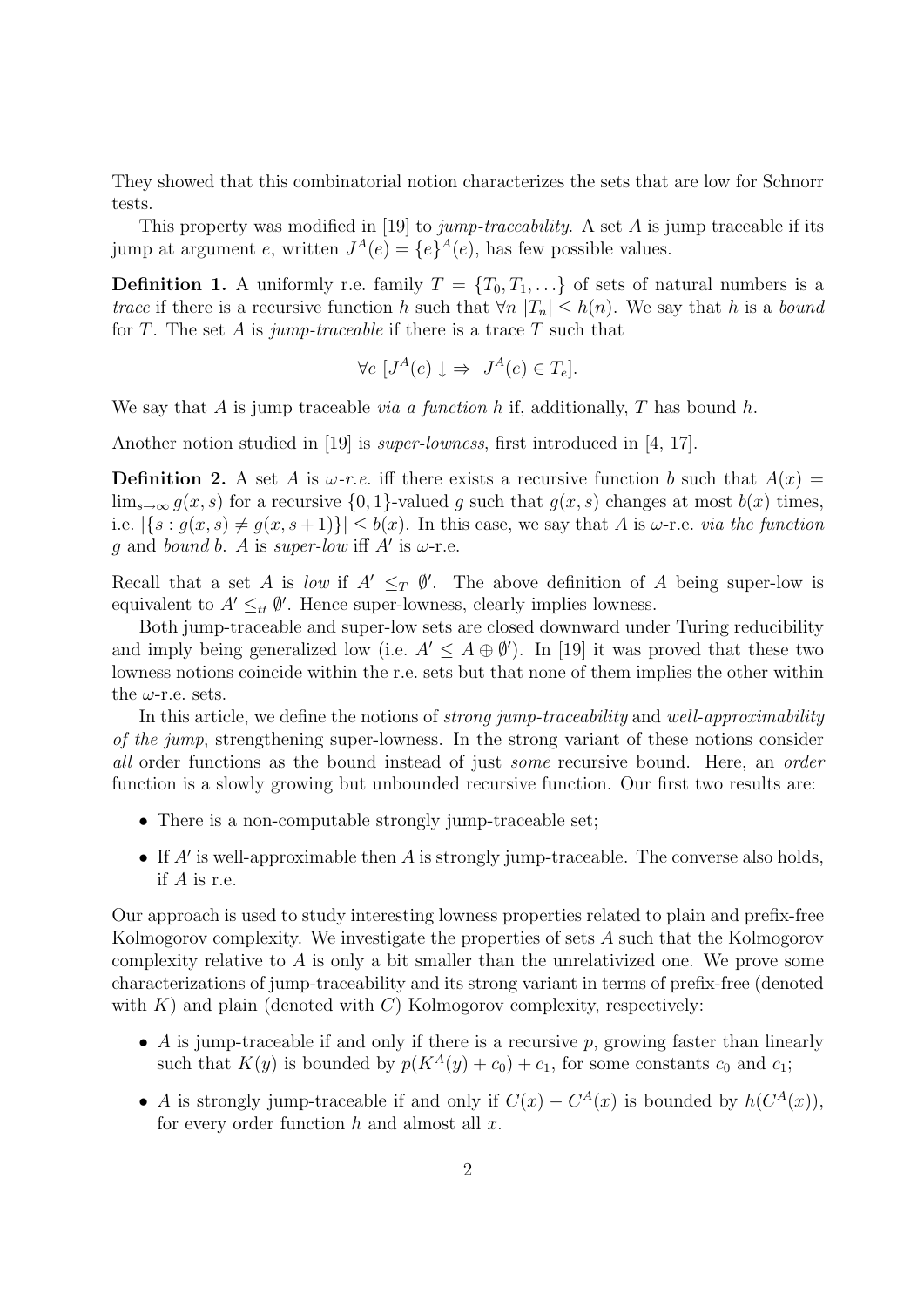They showed that this combinatorial notion characterizes the sets that are low for Schnorr tests.

This property was modified in [19] to *jump-traceability*. A set $A$ is jump traceable if its jump at argument $e$, written $J^A(e) = \{e\}^A(e)$, has few possible values.

**Definition 1.** A uniformly r.e. family $T = \{T_0, T_1, \ldots\}$ of sets of natural numbers is a *trace* if there is a recursive function $h$ such that $\forall n \ |T_n| \leq h(n)$. We say that $h$ is a *bound* for $T$. The set $A$ is *jump-traceable* if there is a trace $T$ such that

$$\forall e \ [J^A(e) \downarrow \Rightarrow \ J^A(e) \in T_e].$$

We say that $A$ is jump traceable *via a function* $h$ if, additionally, $T$ has bound $h$.

Another notion studied in [19] is *super-lowness*, first introduced in [4, 17].

**Definition 2.** A set $A$ is $\omega$*-r.e.* iff there exists a recursive function $b$ such that $A(x) = \lim_{s\to\infty} g(x, s)$ for a recursive $\{0, 1\}$-valued $g$ such that $g(x, s)$ changes at most $b(x)$ times, i.e. $|\{s : g(x, s) \neq g(x, s+1)\}| \leq b(x)$. In this case, we say that $A$ is $\omega$-r.e. *via the function* $g$ *and bound* $b$. $A$ is *super-low* iff $A'$ is $\omega$-r.e.

Recall that a set $A$ is *low* if $A' \leq_T \emptyset'$. The above definition of $A$ being super-low is equivalent to $A' \leq_{tt} \emptyset'$. Hence super-lowness, clearly implies lowness.

Both jump-traceable and super-low sets are closed downward under Turing reducibility and imply being generalized low (i.e. $A' \leq A \oplus \emptyset'$). In [19] it was proved that these two lowness notions coincide within the r.e. sets but that none of them implies the other within the $\omega$-r.e. sets.

In this article, we define the notions of *strong jump-traceability* and *well-approximability of the jump*, strengthening super-lowness. In the strong variant of these notions consider *all* order functions as the bound instead of just *some* recursive bound. Here, an *order* function is a slowly growing but unbounded recursive function. Our first two results are:

- There is a non-computable strongly jump-traceable set;
- If $A'$ is well-approximable then $A$ is strongly jump-traceable. The converse also holds, if $A$ is r.e.

Our approach is used to study interesting lowness properties related to plain and prefix-free Kolmogorov complexity. We investigate the properties of sets $A$ such that the Kolmogorov complexity relative to $A$ is only a bit smaller than the unrelativized one. We prove some characterizations of jump-traceability and its strong variant in terms of prefix-free (denoted with $K$) and plain (denoted with $C$) Kolmogorov complexity, respectively:

- $A$ is jump-traceable if and only if there is a recursive $p$, growing faster than linearly such that $K(y)$ is bounded by $p(K^A(y) + c_0) + c_1$, for some constants $c_0$ and $c_1$;
- $A$ is strongly jump-traceable if and only if $C(x) - C^A(x)$ is bounded by $h(C^A(x))$, for every order function $h$ and almost all $x$.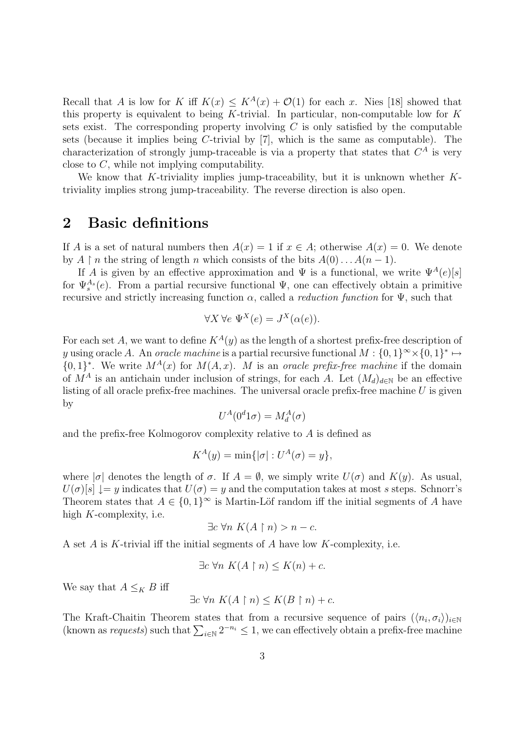Recall that $A$ is low for $K$ iff $K(x) \leq K^A(x) + \mathcal{O}(1)$ for each $x$. Nies [18] showed that this property is equivalent to being $K$-trivial. In particular, non-computable low for $K$ sets exist. The corresponding property involving $C$ is only satisfied by the computable sets (because it implies being $C$-trivial by [7], which is the same as computable). The characterization of strongly jump-traceable is via a property that states that $C^A$ is very close to $C$, while not implying computability.

We know that $K$-triviality implies jump-traceability, but it is unknown whether $K$-triviality implies strong jump-traceability. The reverse direction is also open.

## 2 Basic definitions

If $A$ is a set of natural numbers then $A(x) = 1$ if $x \in A$; otherwise $A(x) = 0$. We denote by $A \upharpoonright n$ the string of length $n$ which consists of the bits $A(0) \ldots A(n-1)$.

If $A$ is given by an effective approximation and $\Psi$ is a functional, we write $\Psi^A(e)[s]$ for $\Psi_s^{A_s}(e)$. From a partial recursive functional $\Psi$, one can effectively obtain a primitive recursive and strictly increasing function $\alpha$, called a *reduction function* for $\Psi$, such that

$$\forall X \, \forall e \; \Psi^X(e) = J^X(\alpha(e)).$$

For each set $A$, we want to define $K^A(y)$ as the length of a shortest prefix-free description of $y$ using oracle $A$. An *oracle machine* is a partial recursive functional $M : \{0,1\}^\infty \times \{0,1\}^* \mapsto \{0,1\}^*$. We write $M^A(x)$ for $M(A, x)$. $M$ is an *oracle prefix-free machine* if the domain of $M^A$ is an antichain under inclusion of strings, for each $A$. Let $(M_d)_{d \in \mathbb{N}}$ be an effective listing of all oracle prefix-free machines. The universal oracle prefix-free machine $U$ is given by

$$U^A(0^d 1 \sigma) = M_d^A(\sigma)$$

and the prefix-free Kolmogorov complexity relative to $A$ is defined as

$$K^A(y) = \min\{|\sigma| : U^A(\sigma) = y\},$$

where $|\sigma|$ denotes the length of $\sigma$. If $A = \emptyset$, we simply write $U(\sigma)$ and $K(y)$. As usual, $U(\sigma)[s] \downarrow = y$ indicates that $U(\sigma) = y$ and the computation takes at most $s$ steps. Schnorr's Theorem states that $A \in \{0,1\}^\infty$ is Martin-Löf random iff the initial segments of $A$ have high $K$-complexity, i.e.

$$\exists c \; \forall n \; K(A \upharpoonright n) > n - c.$$

A set $A$ is $K$-trivial iff the initial segments of $A$ have low $K$-complexity, i.e.

$$\exists c \; \forall n \; K(A \upharpoonright n) \leq K(n) + c.$$

We say that $A \leq_K B$ iff

$$\exists c \; \forall n \; K(A \upharpoonright n) \leq K(B \upharpoonright n) + c.$$

The Kraft-Chaitin Theorem states that from a recursive sequence of pairs $(\langle n_i, \sigma_i \rangle)_{i \in \mathbb{N}}$ (known as *requests*) such that $\sum_{i \in \mathbb{N}} 2^{-n_i} \leq 1$, we can effectively obtain a prefix-free machine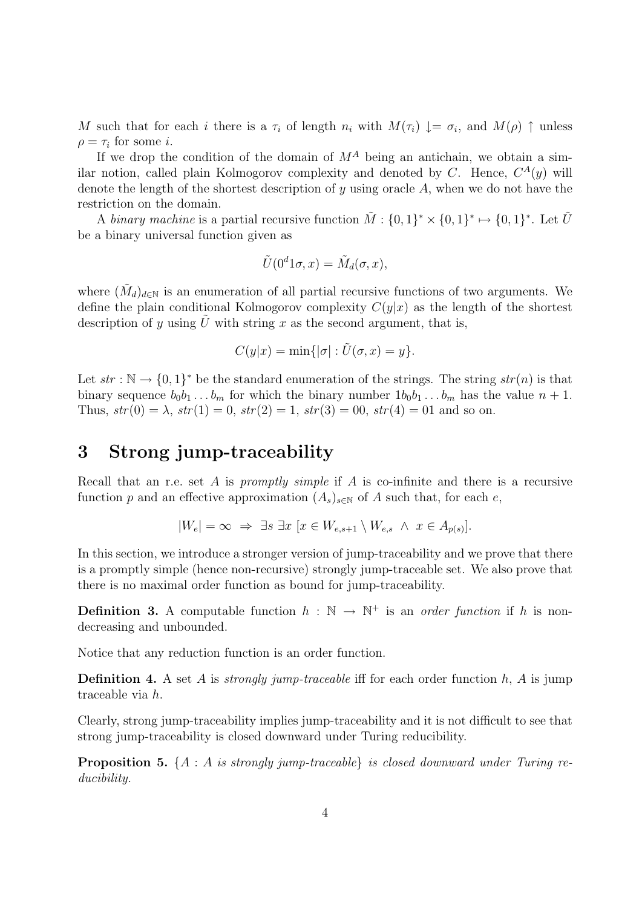$M$ such that for each $i$ there is a $\tau_i$ of length $n_i$ with $M(\tau_i) \downarrow = \sigma_i$, and $M(\rho) \uparrow$ unless $\rho = \tau_i$ for some $i$.

If we drop the condition of the domain of $M^A$ being an antichain, we obtain a similar notion, called plain Kolmogorov complexity and denoted by $C$. Hence, $C^A(y)$ will denote the length of the shortest description of $y$ using oracle $A$, when we do not have the restriction on the domain.

A *binary machine* is a partial recursive function $\tilde{M} : \{0,1\}^* \times \{0,1\}^* \mapsto \{0,1\}^*$. Let $\tilde{U}$ be a binary universal function given as

$$\tilde{U}(0^d 1\sigma, x) = \tilde{M}_d(\sigma, x),$$

where $(\tilde{M}_d)_{d\in\mathbb{N}}$ is an enumeration of all partial recursive functions of two arguments. We define the plain conditional Kolmogorov complexity $C(y|x)$ as the length of the shortest description of $y$ using $\tilde{U}$ with string $x$ as the second argument, that is,

$$C(y|x) = \min\{|\sigma| : \tilde{U}(\sigma, x) = y\}.$$

Let $str : \mathbb{N} \to \{0,1\}^*$ be the standard enumeration of the strings. The string $str(n)$ is that binary sequence $b_0 b_1 \ldots b_m$ for which the binary number $1b_0 b_1 \ldots b_m$ has the value $n+1$. Thus, $str(0) = \lambda$, $str(1) = 0$, $str(2) = 1$, $str(3) = 00$, $str(4) = 01$ and so on.

# 3 Strong jump-traceability

Recall that an r.e. set $A$ is *promptly simple* if $A$ is co-infinite and there is a recursive function $p$ and an effective approximation $(A_s)_{s\in\mathbb{N}}$ of $A$ such that, for each $e$,

$$|W_e| = \infty \;\Rightarrow\; \exists s\; \exists x\; [x \in W_{e,s+1} \setminus W_{e,s} \;\wedge\; x \in A_{p(s)}].$$

In this section, we introduce a stronger version of jump-traceability and we prove that there is a promptly simple (hence non-recursive) strongly jump-traceable set. We also prove that there is no maximal order function as bound for jump-traceability.

**Definition 3.** A computable function $h : \mathbb{N} \to \mathbb{N}^+$ is an *order function* if $h$ is non-decreasing and unbounded.

Notice that any reduction function is an order function.

**Definition 4.** A set $A$ is *strongly jump-traceable* iff for each order function $h$, $A$ is jump traceable via $h$.

Clearly, strong jump-traceability implies jump-traceability and it is not difficult to see that strong jump-traceability is closed downward under Turing reducibility.

**Proposition 5.** *$\{A : A$ is strongly jump-traceable$\}$ is closed downward under Turing reducibility.*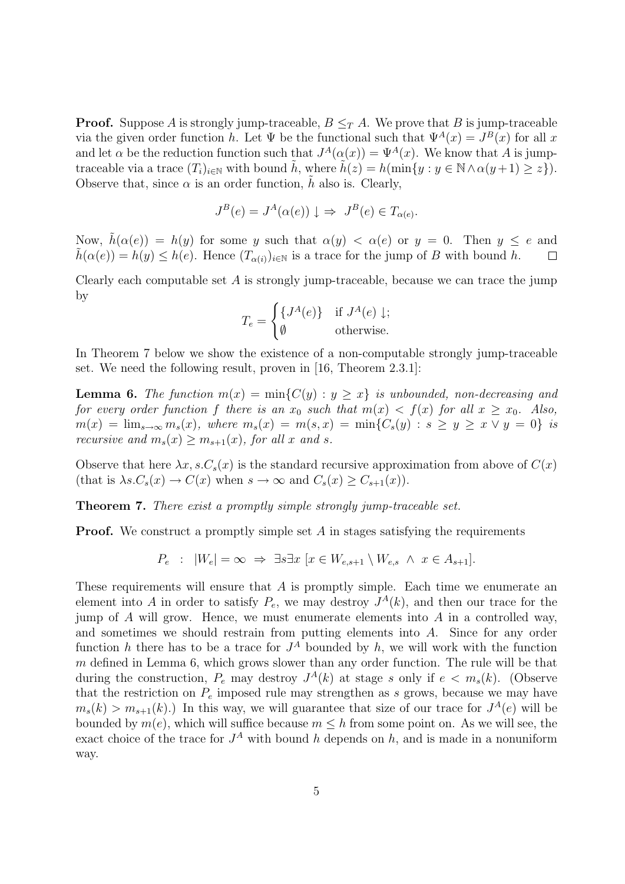**Proof.** Suppose $A$ is strongly jump-traceable, $B \leq_T A$. We prove that $B$ is jump-traceable via the given order function $h$. Let $\Psi$ be the functional such that $\Psi^A(x) = J^B(x)$ for all $x$ and let $\alpha$ be the reduction function such that $J^A(\alpha(x)) = \Psi^A(x)$. We know that $A$ is jump-traceable via a trace $(T_i)_{i\in\mathbb{N}}$ with bound $\tilde{h}$, where $\tilde{h}(z) = h(\min\{y : y \in \mathbb{N} \wedge \alpha(y+1) \geq z\})$. Observe that, since $\alpha$ is an order function, $\tilde{h}$ also is. Clearly,

$$J^B(e) = J^A(\alpha(e)) \downarrow \Rightarrow\ J^B(e) \in T_{\alpha(e)}.$$

Now, $\tilde{h}(\alpha(e)) = h(y)$ for some $y$ such that $\alpha(y) < \alpha(e)$ or $y = 0$. Then $y \leq e$ and $\tilde{h}(\alpha(e)) = h(y) \leq h(e)$. Hence $(T_{\alpha(i)})_{i\in\mathbb{N}}$ is a trace for the jump of $B$ with bound $h$. $\square$

Clearly each computable set $A$ is strongly jump-traceable, because we can trace the jump by

$$T_e = \begin{cases} \{J^A(e)\} & \text{if } J^A(e)\downarrow; \\ \emptyset & \text{otherwise.} \end{cases}$$

In Theorem 7 below we show the existence of a non-computable strongly jump-traceable set. We need the following result, proven in [16, Theorem 2.3.1]:

**Lemma 6.** *The function $m(x) = \min\{C(y) : y \geq x\}$ is unbounded, non-decreasing and for every order function $f$ there is an $x_0$ such that $m(x) < f(x)$ for all $x \geq x_0$. Also, $m(x) = \lim_{s\to\infty} m_s(x)$, where $m_s(x) = m(s,x) = \min\{C_s(y) : s \geq y \geq x \vee y = 0\}$ is recursive and $m_s(x) \geq m_{s+1}(x)$, for all $x$ and $s$.*

Observe that here $\lambda x, s.C_s(x)$ is the standard recursive approximation from above of $C(x)$ (that is $\lambda s.C_s(x) \to C(x)$ when $s \to \infty$ and $C_s(x) \geq C_{s+1}(x)$).

**Theorem 7.** *There exist a promptly simple strongly jump-traceable set.*

**Proof.** We construct a promptly simple set $A$ in stages satisfying the requirements

$$P_e \ \ : \ \ |W_e| = \infty \ \Rightarrow\ \exists s \exists x\ [x \in W_{e,s+1} \setminus W_{e,s}\ \wedge\ x \in A_{s+1}].$$

These requirements will ensure that $A$ is promptly simple. Each time we enumerate an element into $A$ in order to satisfy $P_e$, we may destroy $J^A(k)$, and then our trace for the jump of $A$ will grow. Hence, we must enumerate elements into $A$ in a controlled way, and sometimes we should restrain from putting elements into $A$. Since for any order function $h$ there has to be a trace for $J^A$ bounded by $h$, we will work with the function $m$ defined in Lemma 6, which grows slower than any order function. The rule will be that during the construction, $P_e$ may destroy $J^A(k)$ at stage $s$ only if $e < m_s(k)$. (Observe that the restriction on $P_e$ imposed rule may strengthen as $s$ grows, because we may have $m_s(k) > m_{s+1}(k)$.) In this way, we will guarantee that size of our trace for $J^A(e)$ will be bounded by $m(e)$, which will suffice because $m \leq h$ from some point on. As we will see, the exact choice of the trace for $J^A$ with bound $h$ depends on $h$, and is made in a nonuniform way.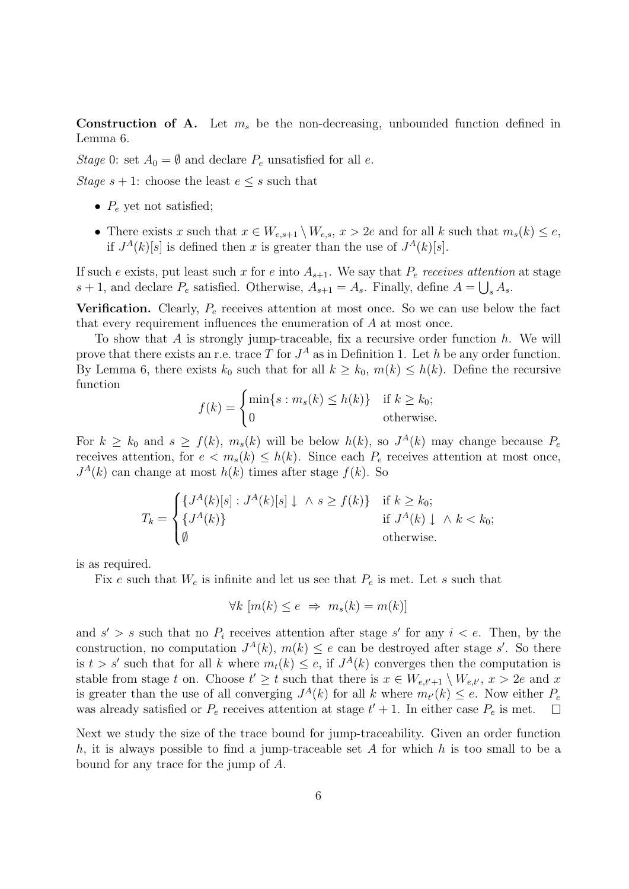**Construction of A.** Let $m_s$ be the non-decreasing, unbounded function defined in Lemma 6.

*Stage* 0: set $A_0 = \emptyset$ and declare $P_e$ unsatisfied for all $e$.

*Stage* $s+1$: choose the least $e \leq s$ such that

- $P_e$ yet not satisfied;
- There exists $x$ such that $x \in W_{e,s+1} \setminus W_{e,s}$, $x > 2e$ and for all $k$ such that $m_s(k) \leq e$, if $J^A(k)[s]$ is defined then $x$ is greater than the use of $J^A(k)[s]$.

If such $e$ exists, put least such $x$ for $e$ into $A_{s+1}$. We say that $P_e$ *receives attention* at stage $s+1$, and declare $P_e$ satisfied. Otherwise, $A_{s+1} = A_s$. Finally, define $A = \bigcup_s A_s$.

**Verification.** Clearly, $P_e$ receives attention at most once. So we can use below the fact that every requirement influences the enumeration of $A$ at most once.

To show that $A$ is strongly jump-traceable, fix a recursive order function $h$. We will prove that there exists an r.e. trace $T$ for $J^A$ as in Definition 1. Let $h$ be any order function. By Lemma 6, there exists $k_0$ such that for all $k \geq k_0$, $m(k) \leq h(k)$. Define the recursive function

$$f(k) = \begin{cases} \min\{s : m_s(k) \leq h(k)\} & \text{if } k \geq k_0; \\ 0 & \text{otherwise.} \end{cases}$$

For $k \geq k_0$ and $s \geq f(k)$, $m_s(k)$ will be below $h(k)$, so $J^A(k)$ may change because $P_e$ receives attention, for $e < m_s(k) \leq h(k)$. Since each $P_e$ receives attention at most once, $J^A(k)$ can change at most $h(k)$ times after stage $f(k)$. So

$$T_k = \begin{cases} \{J^A(k)[s] : J^A(k)[s]\downarrow \ \wedge \ s \geq f(k)\} & \text{if } k \geq k_0; \\ \{J^A(k)\} & \text{if } J^A(k)\downarrow \ \wedge \ k < k_0; \\ \emptyset & \text{otherwise.} \end{cases}$$

is as required.

Fix $e$ such that $W_e$ is infinite and let us see that $P_e$ is met. Let $s$ such that

$$\forall k \ [m(k) \leq e \ \Rightarrow \ m_s(k) = m(k)]$$

and $s' > s$ such that no $P_i$ receives attention after stage $s'$ for any $i < e$. Then, by the construction, no computation $J^A(k)$, $m(k) \leq e$ can be destroyed after stage $s'$. So there is $t > s'$ such that for all $k$ where $m_t(k) \leq e$, if $J^A(k)$ converges then the computation is stable from stage $t$ on. Choose $t' \geq t$ such that there is $x \in W_{e,t'+1} \setminus W_{e,t'}$, $x > 2e$ and $x$ is greater than the use of all converging $J^A(k)$ for all $k$ where $m_{t'}(k) \leq e$. Now either $P_e$ was already satisfied or $P_e$ receives attention at stage $t'+1$. In either case $P_e$ is met. $\square$

Next we study the size of the trace bound for jump-traceability. Given an order function $h$, it is always possible to find a jump-traceable set $A$ for which $h$ is too small to be a bound for any trace for the jump of $A$.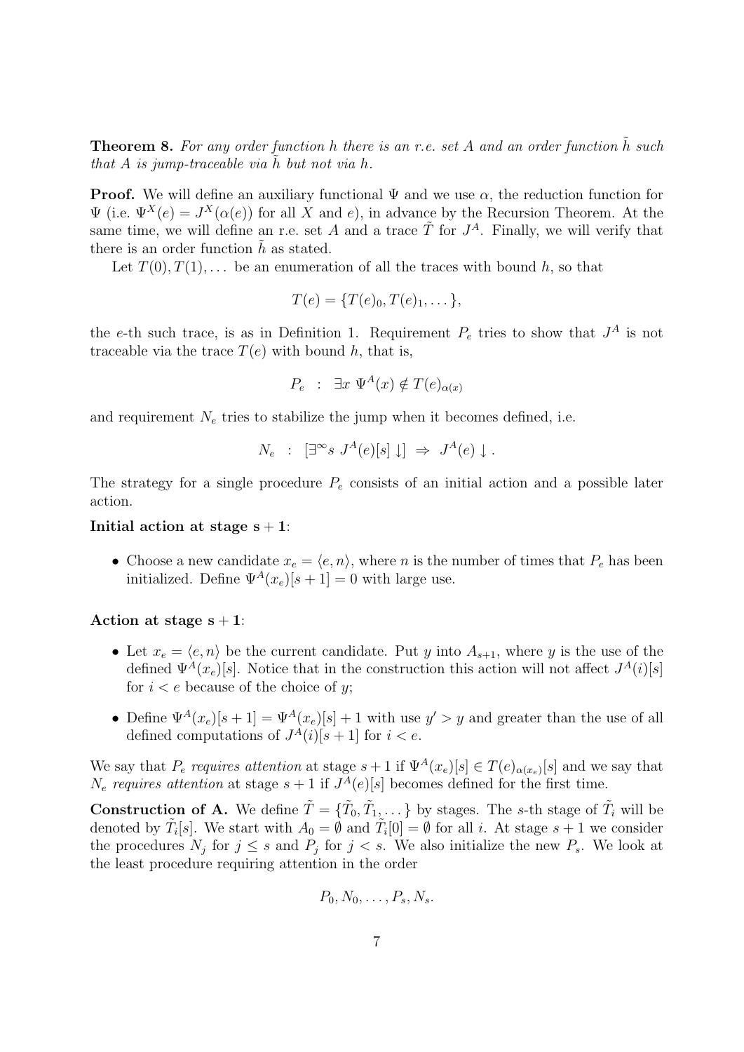**Theorem 8.** *For any order function $h$ there is an r.e. set $A$ and an order function $\tilde{h}$ such that $A$ is jump-traceable via $\tilde{h}$ but not via $h$.*

**Proof.** We will define an auxiliary functional $\Psi$ and we use $\alpha$, the reduction function for $\Psi$ (i.e. $\Psi^X(e) = J^X(\alpha(e))$ for all $X$ and $e$), in advance by the Recursion Theorem. At the same time, we will define an r.e. set $A$ and a trace $\tilde{T}$ for $J^A$. Finally, we will verify that there is an order function $\tilde{h}$ as stated.

Let $T(0), T(1), \dots$ be an enumeration of all the traces with bound $h$, so that

$$T(e) = \{T(e)_0, T(e)_1, \dots\},$$

the $e$-th such trace, is as in Definition 1. Requirement $P_e$ tries to show that $J^A$ is not traceable via the trace $T(e)$ with bound $h$, that is,

$$P_e \quad : \quad \exists x \; \Psi^A(x) \notin T(e)_{\alpha(x)}$$

and requirement $N_e$ tries to stabilize the jump when it becomes defined, i.e.

$$N_e \quad : \quad [\exists^\infty s \; J^A(e)[s] \downarrow] \; \Rightarrow \; J^A(e) \downarrow .$$

The strategy for a single procedure $P_e$ consists of an initial action and a possible later action.

**Initial action at stage $\mathbf{s+1}$:**

- Choose a new candidate $x_e = \langle e, n \rangle$, where $n$ is the number of times that $P_e$ has been initialized. Define $\Psi^A(x_e)[s+1] = 0$ with large use.

**Action at stage $\mathbf{s+1}$:**

- Let $x_e = \langle e, n \rangle$ be the current candidate. Put $y$ into $A_{s+1}$, where $y$ is the use of the defined $\Psi^A(x_e)[s]$. Notice that in the construction this action will not affect $J^A(i)[s]$ for $i < e$ because of the choice of $y$;
- Define $\Psi^A(x_e)[s+1] = \Psi^A(x_e)[s] + 1$ with use $y' > y$ and greater than the use of all defined computations of $J^A(i)[s+1]$ for $i < e$.

We say that $P_e$ *requires attention* at stage $s+1$ if $\Psi^A(x_e)[s] \in T(e)_{\alpha(x_e)}[s]$ and we say that $N_e$ *requires attention* at stage $s+1$ if $J^A(e)[s]$ becomes defined for the first time.

**Construction of A.** We define $\tilde{T} = \{\tilde{T}_0, \tilde{T}_1, \dots\}$ by stages. The $s$-th stage of $\tilde{T}_i$ will be denoted by $\tilde{T}_i[s]$. We start with $A_0 = \emptyset$ and $\tilde{T}_i[0] = \emptyset$ for all $i$. At stage $s+1$ we consider the procedures $N_j$ for $j \leq s$ and $P_j$ for $j < s$. We also initialize the new $P_s$. We look at the least procedure requiring attention in the order

$$P_0, N_0, \dots, P_s, N_s.$$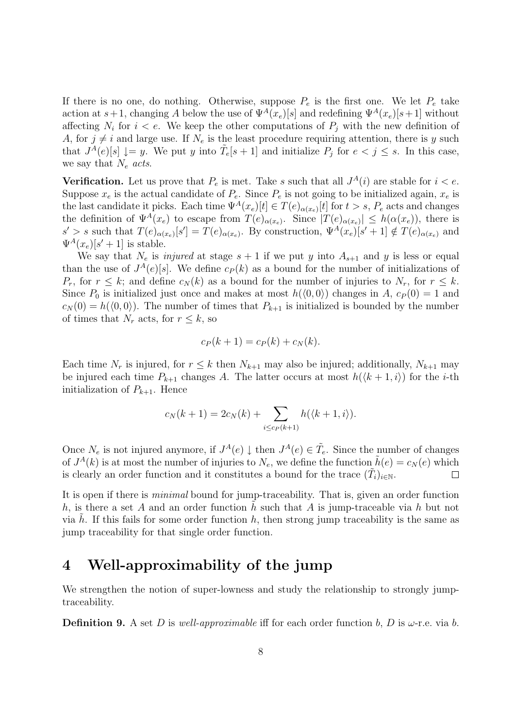If there is no one, do nothing. Otherwise, suppose $P_e$ is the first one. We let $P_e$ take action at $s+1$, changing $A$ below the use of $\Psi^A(x_e)[s]$ and redefining $\Psi^A(x_e)[s+1]$ without affecting $N_i$ for $i < e$. We keep the other computations of $P_j$ with the new definition of $A$, for $j \neq i$ and large use. If $N_e$ is the least procedure requiring attention, there is $y$ such that $J^A(e)[s] \downarrow= y$. We put $y$ into $\tilde{T}_e[s+1]$ and initialize $P_j$ for $e < j \leq s$. In this case, we say that $N_e$ *acts*.

**Verification.** Let us prove that $P_e$ is met. Take $s$ such that all $J^A(i)$ are stable for $i < e$. Suppose $x_e$ is the actual candidate of $P_e$. Since $P_e$ is not going to be initialized again, $x_e$ is the last candidate it picks. Each time $\Psi^A(x_e)[t] \in T(e)_{\alpha(x_e)}[t]$ for $t > s$, $P_e$ acts and changes the definition of $\Psi^A(x_e)$ to escape from $T(e)_{\alpha(x_e)}$. Since $|T(e)_{\alpha(x_e)}| \leq h(\alpha(x_e))$, there is $s' > s$ such that $T(e)_{\alpha(x_e)}[s'] = T(e)_{\alpha(x_e)}$. By construction, $\Psi^A(x_e)[s'+1] \notin T(e)_{\alpha(x_e)}$ and $\Psi^A(x_e)[s'+1]$ is stable.

We say that $N_e$ is *injured* at stage $s+1$ if we put $y$ into $A_{s+1}$ and $y$ is less or equal than the use of $J^A(e)[s]$. We define $c_P(k)$ as a bound for the number of initializations of $P_r$, for $r \leq k$; and define $c_N(k)$ as a bound for the number of injuries to $N_r$, for $r \leq k$. Since $P_0$ is initialized just once and makes at most $h(\langle 0,0\rangle)$ changes in $A$, $c_P(0) = 1$ and $c_N(0) = h(\langle 0,0\rangle)$. The number of times that $P_{k+1}$ is initialized is bounded by the number of times that $N_r$ acts, for $r \leq k$, so

$$c_P(k+1) = c_P(k) + c_N(k).$$

Each time $N_r$ is injured, for $r \leq k$ then $N_{k+1}$ may also be injured; additionally, $N_{k+1}$ may be injured each time $P_{k+1}$ changes $A$. The latter occurs at most $h(\langle k+1, i\rangle)$ for the $i$-th initialization of $P_{k+1}$. Hence

$$c_N(k+1) = 2c_N(k) + \sum_{i \leq c_P(k+1)} h(\langle k+1, i\rangle).$$

Once $N_e$ is not injured anymore, if $J^A(e) \downarrow$ then $J^A(e) \in \tilde{T}_e$. Since the number of changes of $J^A(k)$ is at most the number of injuries to $N_e$, we define the function $\tilde{h}(e) = c_N(e)$ which is clearly an order function and it constitutes a bound for the trace $(\tilde{T}_i)_{i\in\mathbb{N}}$. □

It is open if there is *minimal* bound for jump-traceability. That is, given an order function $h$, is there a set $A$ and an order function $\tilde{h}$ such that $A$ is jump-traceable via $h$ but not via $\tilde{h}$. If this fails for some order function $h$, then strong jump traceability is the same as jump traceability for that single order function.

# 4 Well-approximability of the jump

We strengthen the notion of super-lowness and study the relationship to strongly jump-traceability.

**Definition 9.** A set $D$ is *well-approximable* iff for each order function $b$, $D$ is $\omega$-r.e. via $b$.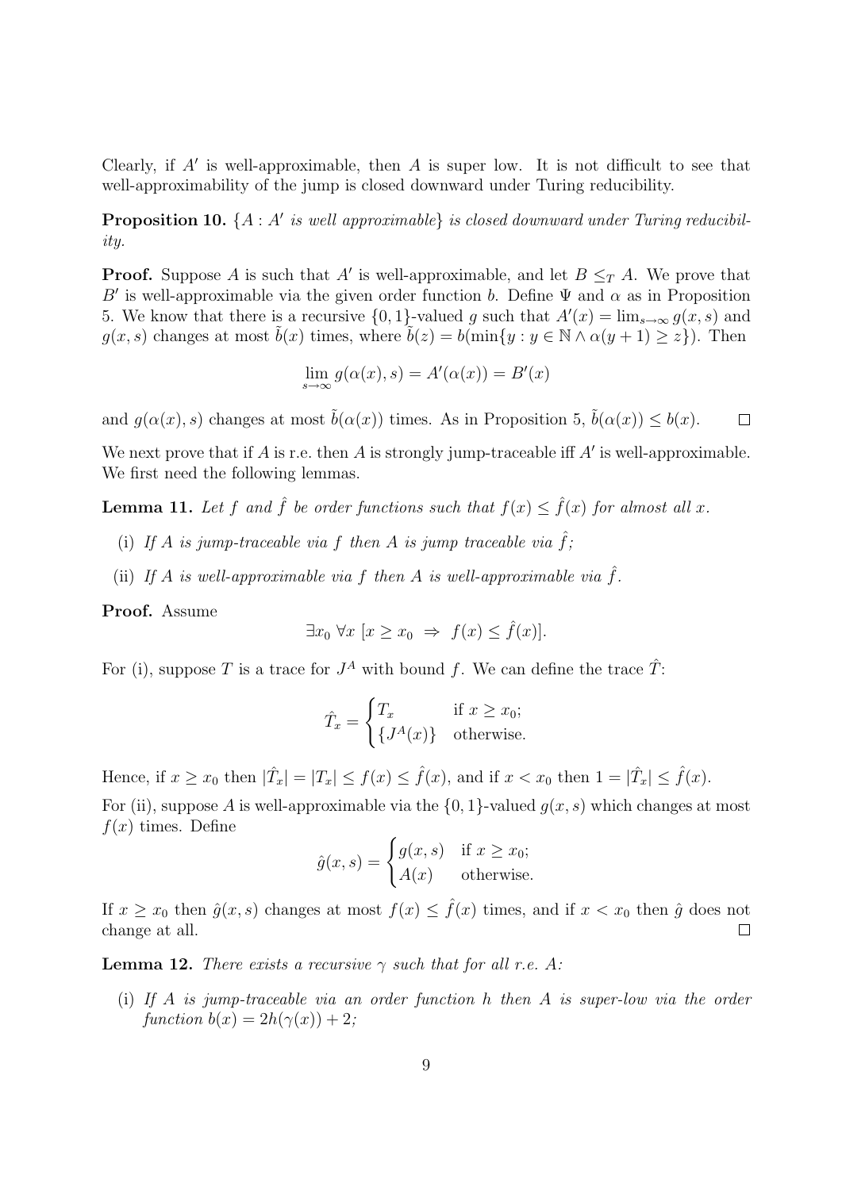Clearly, if $A'$ is well-approximable, then $A$ is super low. It is not difficult to see that well-approximability of the jump is closed downward under Turing reducibility.

**Proposition 10.** *$\{A : A'$ is well approximable$\}$ is closed downward under Turing reducibility.*

**Proof.** Suppose $A$ is such that $A'$ is well-approximable, and let $B \leq_T A$. We prove that $B'$ is well-approximable via the given order function $b$. Define $\Psi$ and $\alpha$ as in Proposition 5. We know that there is a recursive $\{0,1\}$-valued $g$ such that $A'(x) = \lim_{s\to\infty} g(x,s)$ and $g(x,s)$ changes at most $\tilde{b}(x)$ times, where $\tilde{b}(z) = b(\min\{y : y \in \mathbb{N} \wedge \alpha(y+1) \geq z\})$. Then

$$\lim_{s\to\infty} g(\alpha(x), s) = A'(\alpha(x)) = B'(x)$$

and $g(\alpha(x), s)$ changes at most $\tilde{b}(\alpha(x))$ times. As in Proposition 5, $\tilde{b}(\alpha(x)) \leq b(x)$. $\square$

We next prove that if $A$ is r.e. then $A$ is strongly jump-traceable iff $A'$ is well-approximable. We first need the following lemmas.

**Lemma 11.** *Let $f$ and $\hat{f}$ be order functions such that $f(x) \leq \hat{f}(x)$ for almost all $x$.*

(i) *If $A$ is jump-traceable via $f$ then $A$ is jump traceable via $\hat{f}$;*

(ii) *If $A$ is well-approximable via $f$ then $A$ is well-approximable via $\hat{f}$.*

**Proof.** Assume

$$\exists x_0 \; \forall x \; [x \geq x_0 \;\Rightarrow\; f(x) \leq \hat{f}(x)].$$

For (i), suppose $T$ is a trace for $J^A$ with bound $f$. We can define the trace $\hat{T}$:

$$\hat{T}_x = \begin{cases} T_x & \text{if } x \geq x_0; \\ \{J^A(x)\} & \text{otherwise.} \end{cases}$$

Hence, if $x \geq x_0$ then $|\hat{T}_x| = |T_x| \leq f(x) \leq \hat{f}(x)$, and if $x < x_0$ then $1 = |\hat{T}_x| \leq \hat{f}(x)$.

For (ii), suppose $A$ is well-approximable via the $\{0,1\}$-valued $g(x,s)$ which changes at most $f(x)$ times. Define

$$\hat{g}(x,s) = \begin{cases} g(x,s) & \text{if } x \geq x_0; \\ A(x) & \text{otherwise.} \end{cases}$$

If $x \geq x_0$ then $\hat{g}(x,s)$ changes at most $f(x) \leq \hat{f}(x)$ times, and if $x < x_0$ then $\hat{g}$ does not change at all. $\square$

**Lemma 12.** *There exists a recursive $\gamma$ such that for all r.e. $A$:*

(i) *If $A$ is jump-traceable via an order function $h$ then $A$ is super-low via the order function $b(x) = 2h(\gamma(x)) + 2$;*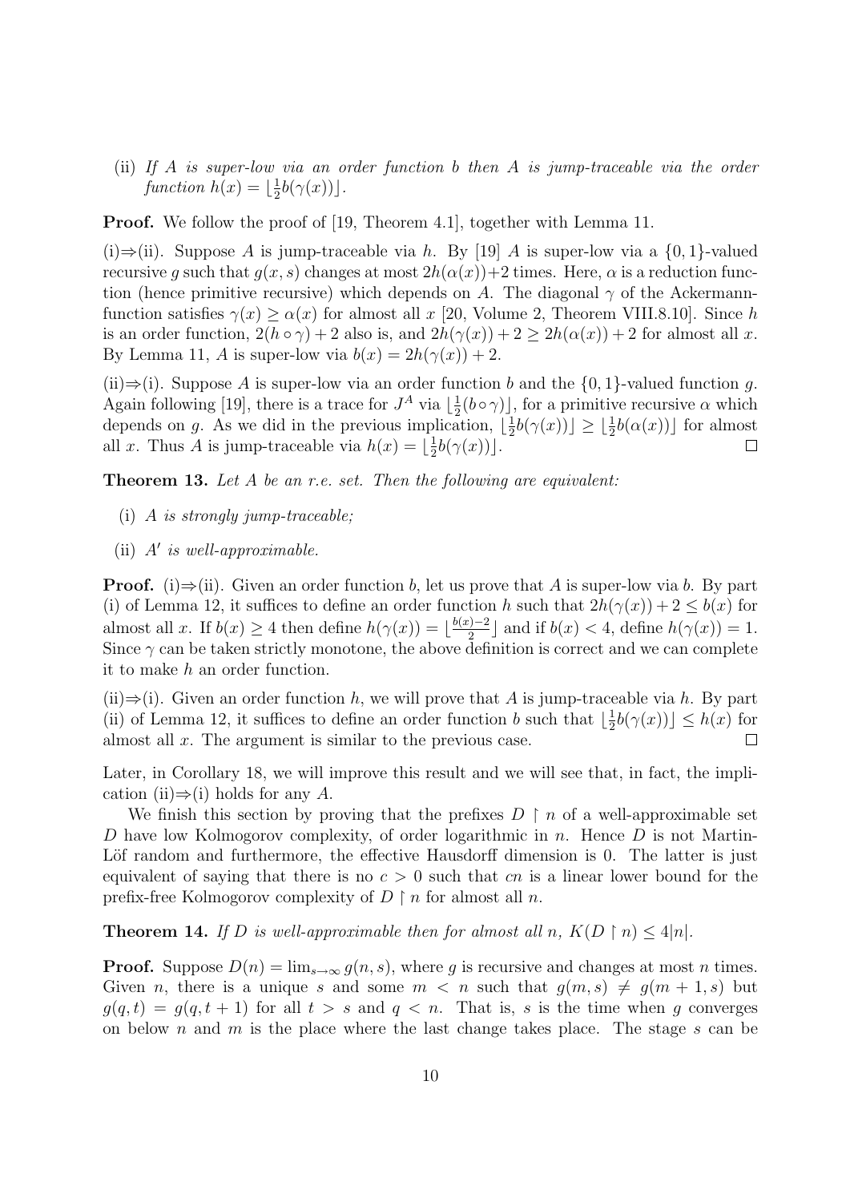(ii) *If $A$ is super-low via an order function $b$ then $A$ is jump-traceable via the order function $h(x) = \lfloor \frac{1}{2} b(\gamma(x)) \rfloor$.*

**Proof.** We follow the proof of [19, Theorem 4.1], together with Lemma 11.

(i)$\Rightarrow$(ii). Suppose $A$ is jump-traceable via $h$. By [19] $A$ is super-low via a $\{0,1\}$-valued recursive $g$ such that $g(x,s)$ changes at most $2h(\alpha(x))+2$ times. Here, $\alpha$ is a reduction function (hence primitive recursive) which depends on $A$. The diagonal $\gamma$ of the Ackermann-function satisfies $\gamma(x) \geq \alpha(x)$ for almost all $x$ [20, Volume 2, Theorem VIII.8.10]. Since $h$ is an order function, $2(h \circ \gamma) + 2$ also is, and $2h(\gamma(x)) + 2 \geq 2h(\alpha(x)) + 2$ for almost all $x$. By Lemma 11, $A$ is super-low via $b(x) = 2h(\gamma(x)) + 2$.

(ii)$\Rightarrow$(i). Suppose $A$ is super-low via an order function $b$ and the $\{0,1\}$-valued function $g$. Again following [19], there is a trace for $J^A$ via $\lfloor \frac{1}{2}(b \circ \gamma) \rfloor$, for a primitive recursive $\alpha$ which depends on $g$. As we did in the previous implication, $\lfloor \frac{1}{2} b(\gamma(x)) \rfloor \geq \lfloor \frac{1}{2} b(\alpha(x)) \rfloor$ for almost all $x$. Thus $A$ is jump-traceable via $h(x) = \lfloor \frac{1}{2} b(\gamma(x)) \rfloor$. $\square$

**Theorem 13.** *Let $A$ be an r.e. set. Then the following are equivalent:*

(i) *$A$ is strongly jump-traceable;*

(ii) *$A'$ is well-approximable.*

**Proof.** (i)$\Rightarrow$(ii). Given an order function $b$, let us prove that $A$ is super-low via $b$. By part (i) of Lemma 12, it suffices to define an order function $h$ such that $2h(\gamma(x)) + 2 \leq b(x)$ for almost all $x$. If $b(x) \geq 4$ then define $h(\gamma(x)) = \lfloor \frac{b(x)-2}{2} \rfloor$ and if $b(x) < 4$, define $h(\gamma(x)) = 1$. Since $\gamma$ can be taken strictly monotone, the above definition is correct and we can complete it to make $h$ an order function.

(ii)$\Rightarrow$(i). Given an order function $h$, we will prove that $A$ is jump-traceable via $h$. By part (ii) of Lemma 12, it suffices to define an order function $b$ such that $\lfloor \frac{1}{2} b(\gamma(x)) \rfloor \leq h(x)$ for almost all $x$. The argument is similar to the previous case. $\square$

Later, in Corollary 18, we will improve this result and we will see that, in fact, the implication (ii)$\Rightarrow$(i) holds for any $A$.

We finish this section by proving that the prefixes $D \upharpoonright n$ of a well-approximable set $D$ have low Kolmogorov complexity, of order logarithmic in $n$. Hence $D$ is not Martin-Löf random and furthermore, the effective Hausdorff dimension is 0. The latter is just equivalent of saying that there is no $c > 0$ such that $cn$ is a linear lower bound for the prefix-free Kolmogorov complexity of $D \upharpoonright n$ for almost all $n$.

**Theorem 14.** *If $D$ is well-approximable then for almost all $n$, $K(D \upharpoonright n) \leq 4|n|$.*

**Proof.** Suppose $D(n) = \lim_{s \to \infty} g(n,s)$, where $g$ is recursive and changes at most $n$ times. Given $n$, there is a unique $s$ and some $m < n$ such that $g(m,s) \neq g(m+1,s)$ but $g(q,t) = g(q,t+1)$ for all $t > s$ and $q < n$. That is, $s$ is the time when $g$ converges on below $n$ and $m$ is the place where the last change takes place. The stage $s$ can be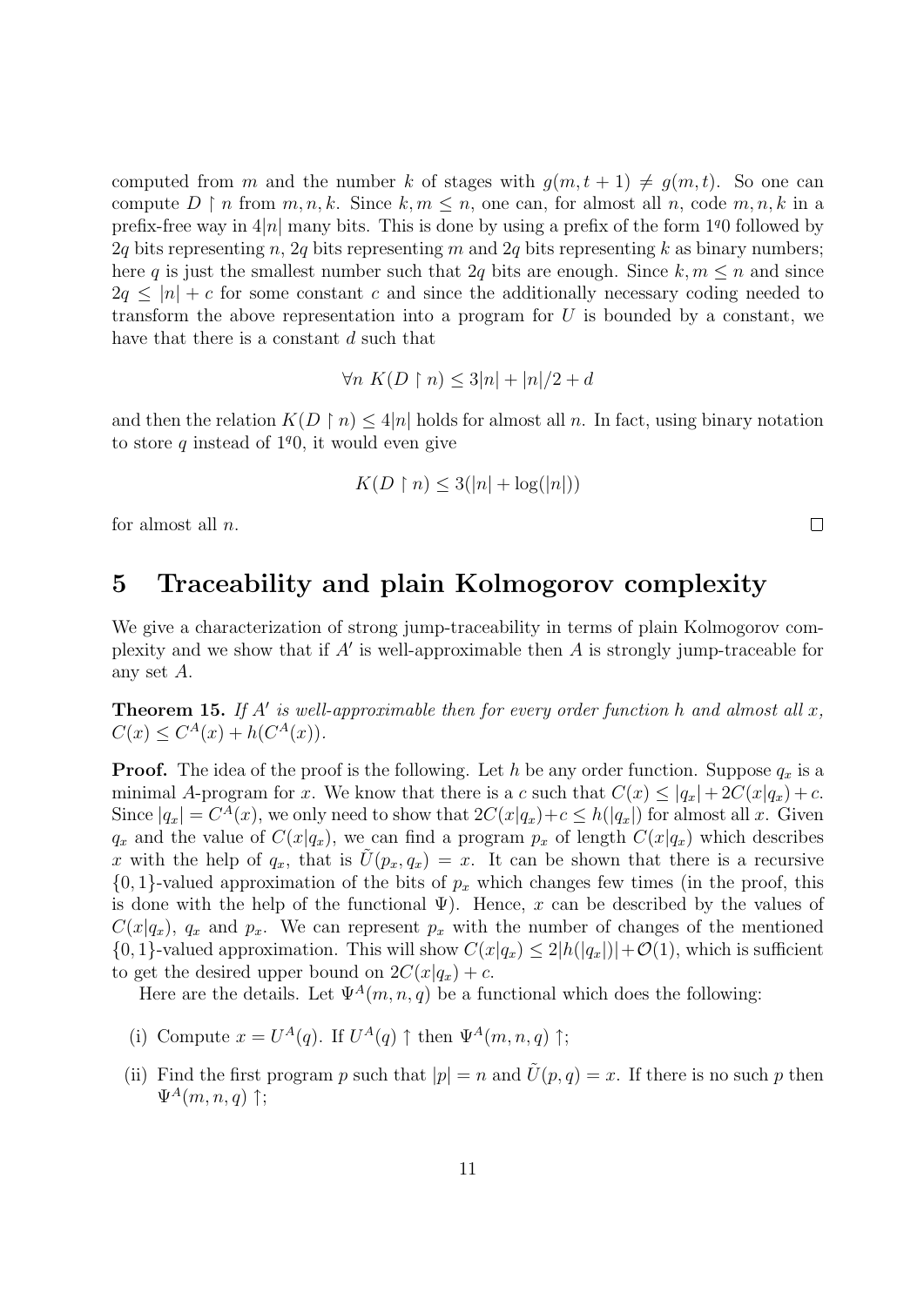computed from $m$ and the number $k$ of stages with $g(m,t+1) \neq g(m,t)$. So one can compute $D \upharpoonright n$ from $m, n, k$. Since $k, m \leq n$, one can, for almost all $n$, code $m, n, k$ in a prefix-free way in $4|n|$ many bits. This is done by using a prefix of the form $1^q0$ followed by $2q$ bits representing $n$, $2q$ bits representing $m$ and $2q$ bits representing $k$ as binary numbers; here $q$ is just the smallest number such that $2q$ bits are enough. Since $k, m \leq n$ and since $2q \leq |n| + c$ for some constant $c$ and since the additionally necessary coding needed to transform the above representation into a program for $U$ is bounded by a constant, we have that there is a constant $d$ such that

$$\forall n \ K(D \upharpoonright n) \leq 3|n| + |n|/2 + d$$

and then the relation $K(D \upharpoonright n) \leq 4|n|$ holds for almost all $n$. In fact, using binary notation to store $q$ instead of $1^q0$, it would even give

$$K(D \upharpoonright n) \leq 3(|n| + \log(|n|))$$

for almost all $n$. □

# 5 Traceability and plain Kolmogorov complexity

We give a characterization of strong jump-traceability in terms of plain Kolmogorov complexity and we show that if $A'$ is well-approximable then $A$ is strongly jump-traceable for any set $A$.

**Theorem 15.** *If $A'$ is well-approximable then for every order function $h$ and almost all $x$, $C(x) \leq C^A(x) + h(C^A(x))$.*

**Proof.** The idea of the proof is the following. Let $h$ be any order function. Suppose $q_x$ is a minimal $A$-program for $x$. We know that there is a $c$ such that $C(x) \leq |q_x| + 2C(x|q_x) + c$. Since $|q_x| = C^A(x)$, we only need to show that $2C(x|q_x) + c \leq h(|q_x|)$ for almost all $x$. Given $q_x$ and the value of $C(x|q_x)$, we can find a program $p_x$ of length $C(x|q_x)$ which describes $x$ with the help of $q_x$, that is $\tilde{U}(p_x, q_x) = x$. It can be shown that there is a recursive $\{0,1\}$-valued approximation of the bits of $p_x$ which changes few times (in the proof, this is done with the help of the functional $\Psi$). Hence, $x$ can be described by the values of $C(x|q_x)$, $q_x$ and $p_x$. We can represent $p_x$ with the number of changes of the mentioned $\{0,1\}$-valued approximation. This will show $C(x|q_x) \leq 2|h(|q_x|)| + \mathcal{O}(1)$, which is sufficient to get the desired upper bound on $2C(x|q_x) + c$.

Here are the details. Let $\Psi^A(m, n, q)$ be a functional which does the following:

(i) Compute $x = U^A(q)$. If $U^A(q) \uparrow$ then $\Psi^A(m, n, q) \uparrow$;

(ii) Find the first program $p$ such that $|p| = n$ and $\tilde{U}(p, q) = x$. If there is no such $p$ then $\Psi^A(m, n, q) \uparrow$;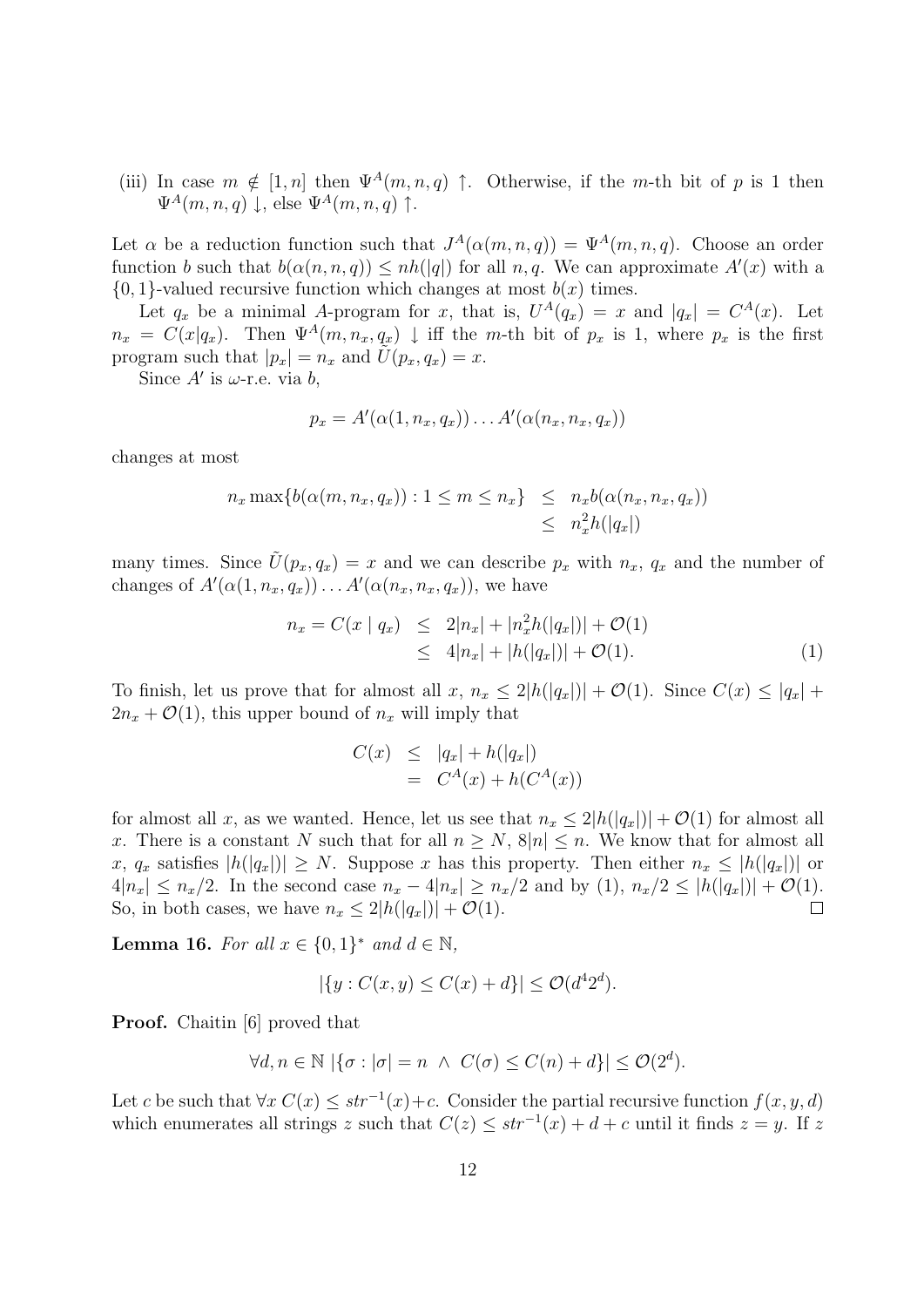(iii) In case $m \notin [1, n]$ then $\Psi^A(m, n, q) \uparrow$. Otherwise, if the $m$-th bit of $p$ is 1 then $\Psi^A(m, n, q) \downarrow$, else $\Psi^A(m, n, q) \uparrow$.

Let $\alpha$ be a reduction function such that $J^A(\alpha(m, n, q)) = \Psi^A(m, n, q)$. Choose an order function $b$ such that $b(\alpha(n, n, q)) \leq nh(|q|)$ for all $n, q$. We can approximate $A'(x)$ with a $\{0, 1\}$-valued recursive function which changes at most $b(x)$ times.

Let $q_x$ be a minimal $A$-program for $x$, that is, $U^A(q_x) = x$ and $|q_x| = C^A(x)$. Let $n_x = C(x|q_x)$. Then $\Psi^A(m, n_x, q_x) \downarrow$ iff the $m$-th bit of $p_x$ is 1, where $p_x$ is the first program such that $|p_x| = n_x$ and $\tilde{U}(p_x, q_x) = x$.

Since $A'$ is $\omega$-r.e. via $b$,

$$p_x = A'(\alpha(1, n_x, q_x)) \ldots A'(\alpha(n_x, n_x, q_x))$$

changes at most

$$\begin{aligned} n_x \max\{b(\alpha(m, n_x, q_x)) : 1 \leq m \leq n_x\} &\leq n_x b(\alpha(n_x, n_x, q_x)) \\ &\leq n_x^2 h(|q_x|) \end{aligned}$$

many times. Since $\tilde{U}(p_x, q_x) = x$ and we can describe $p_x$ with $n_x$, $q_x$ and the number of changes of $A'(\alpha(1, n_x, q_x)) \ldots A'(\alpha(n_x, n_x, q_x))$, we have

$$\begin{aligned} n_x = C(x \mid q_x) &\leq 2|n_x| + |n_x^2 h(|q_x|)| + \mathcal{O}(1) \\ &\leq 4|n_x| + |h(|q_x|)| + \mathcal{O}(1). \end{aligned} \tag{1}$$

To finish, let us prove that for almost all $x$, $n_x \leq 2|h(|q_x|)| + \mathcal{O}(1)$. Since $C(x) \leq |q_x| + 2n_x + \mathcal{O}(1)$, this upper bound of $n_x$ will imply that

$$\begin{aligned} C(x) &\leq |q_x| + h(|q_x|) \\ &= C^A(x) + h(C^A(x)) \end{aligned}$$

for almost all $x$, as we wanted. Hence, let us see that $n_x \leq 2|h(|q_x|)| + \mathcal{O}(1)$ for almost all $x$. There is a constant $N$ such that for all $n \geq N$, $8|n| \leq n$. We know that for almost all $x$, $q_x$ satisfies $|h(|q_x|)| \geq N$. Suppose $x$ has this property. Then either $n_x \leq |h(|q_x|)|$ or $4|n_x| \leq n_x/2$. In the second case $n_x - 4|n_x| \geq n_x/2$ and by (1), $n_x/2 \leq |h(|q_x|)| + \mathcal{O}(1)$. So, in both cases, we have $n_x \leq 2|h(|q_x|)| + \mathcal{O}(1)$. $\square$

**Lemma 16.** *For all $x \in \{0, 1\}^*$ and $d \in \mathbb{N}$,*

$$|\{y : C(x, y) \leq C(x) + d\}| \leq \mathcal{O}(d^4 2^d).$$

**Proof.** Chaitin [6] proved that

$$\forall d, n \in \mathbb{N} \ |\{\sigma : |\sigma| = n \ \wedge \ C(\sigma) \leq C(n) + d\}| \leq \mathcal{O}(2^d).$$

Let $c$ be such that $\forall x \ C(x) \leq str^{-1}(x) + c$. Consider the partial recursive function $f(x, y, d)$ which enumerates all strings $z$ such that $C(z) \leq str^{-1}(x) + d + c$ until it finds $z = y$. If $z$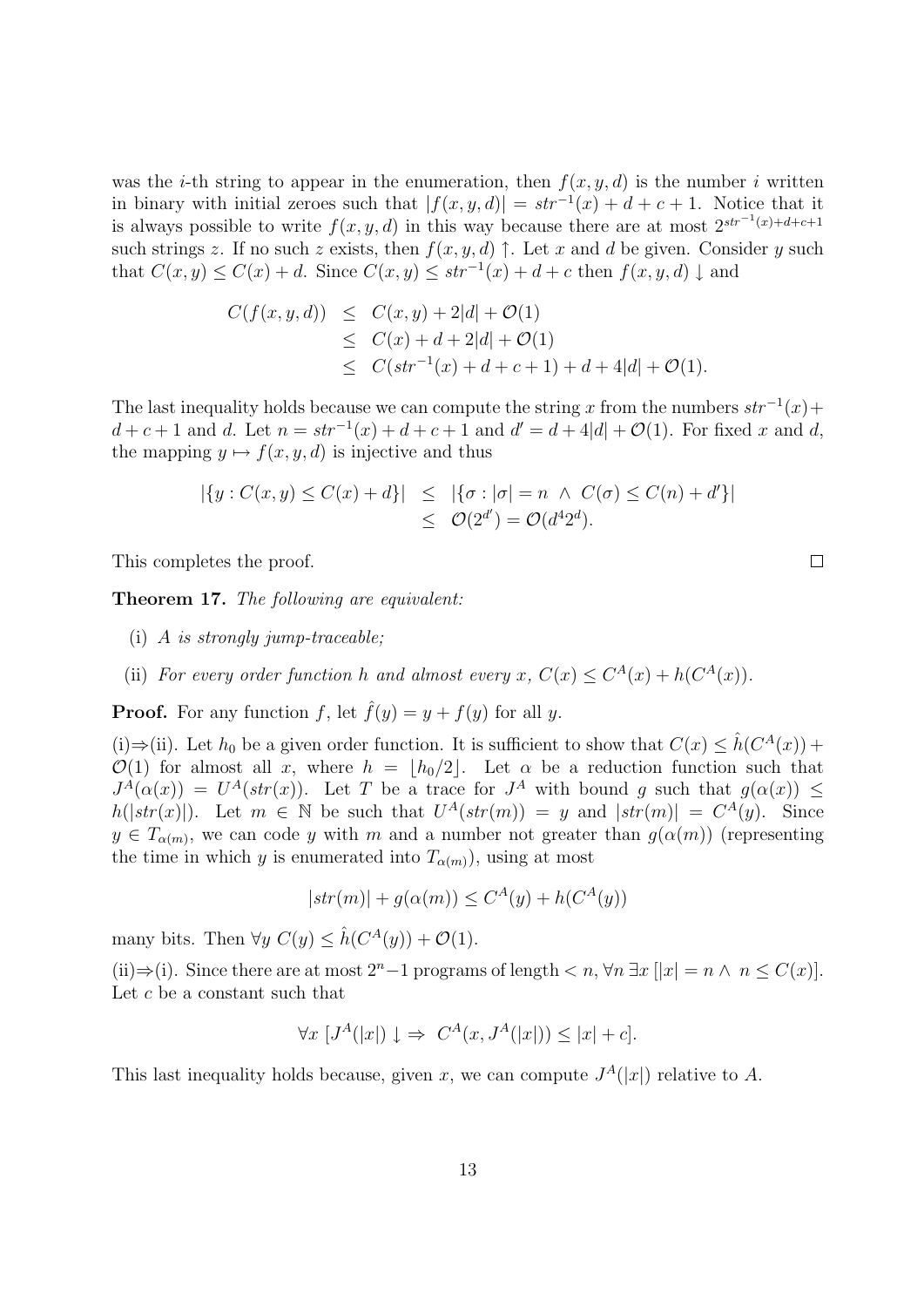was the $i$-th string to appear in the enumeration, then $f(x, y, d)$ is the number $i$ written in binary with initial zeroes such that $|f(x, y, d)| = str^{-1}(x) + d + c + 1$. Notice that it is always possible to write $f(x, y, d)$ in this way because there are at most $2^{str^{-1}(x)+d+c+1}$ such strings $z$. If no such $z$ exists, then $f(x, y, d) \uparrow$. Let $x$ and $d$ be given. Consider $y$ such that $C(x, y) \leq C(x) + d$. Since $C(x, y) \leq str^{-1}(x) + d + c$ then $f(x, y, d) \downarrow$ and

$$
\begin{aligned}
C(f(x, y, d)) &\leq C(x, y) + 2|d| + \mathcal{O}(1) \\
&\leq C(x) + d + 2|d| + \mathcal{O}(1) \\
&\leq C(str^{-1}(x) + d + c + 1) + d + 4|d| + \mathcal{O}(1).
\end{aligned}
$$

The last inequality holds because we can compute the string $x$ from the numbers $str^{-1}(x) + d + c + 1$ and $d$. Let $n = str^{-1}(x) + d + c + 1$ and $d' = d + 4|d| + \mathcal{O}(1)$. For fixed $x$ and $d$, the mapping $y \mapsto f(x, y, d)$ is injective and thus

$$
\begin{aligned}
|\{y : C(x, y) \leq C(x) + d\}| &\leq |\{\sigma : |\sigma| = n \ \wedge \ C(\sigma) \leq C(n) + d'\}| \\
&\leq \mathcal{O}(2^{d'}) = \mathcal{O}(d^4 2^d).
\end{aligned}
$$

This completes the proof. □

**Theorem 17.** *The following are equivalent:*

(i) *$A$ is strongly jump-traceable;*

(ii) *For every order function $h$ and almost every $x$, $C(x) \leq C^A(x) + h(C^A(x))$.*

**Proof.** For any function $f$, let $\hat{f}(y) = y + f(y)$ for all $y$.

(i)⇒(ii). Let $h_0$ be a given order function. It is sufficient to show that $C(x) \leq \hat{h}(C^A(x)) + \mathcal{O}(1)$ for almost all $x$, where $h = \lfloor h_0/2 \rfloor$. Let $\alpha$ be a reduction function such that $J^A(\alpha(x)) = U^A(str(x))$. Let $T$ be a trace for $J^A$ with bound $g$ such that $g(\alpha(x)) \leq h(|str(x)|)$. Let $m \in \mathbb{N}$ be such that $U^A(str(m)) = y$ and $|str(m)| = C^A(y)$. Since $y \in T_{\alpha(m)}$, we can code $y$ with $m$ and a number not greater than $g(\alpha(m))$ (representing the time in which $y$ is enumerated into $T_{\alpha(m)}$), using at most

$$
|str(m)| + g(\alpha(m)) \leq C^A(y) + h(C^A(y))
$$

many bits. Then $\forall y \ C(y) \leq \hat{h}(C^A(y)) + \mathcal{O}(1)$.

(ii)⇒(i). Since there are at most $2^n - 1$ programs of length $< n$, $\forall n \ \exists x \ [|x| = n \wedge n \leq C(x)]$. Let $c$ be a constant such that

$$
\forall x \ [J^A(|x|) \downarrow \Rightarrow \ C^A(x, J^A(|x|)) \leq |x| + c].
$$

This last inequality holds because, given $x$, we can compute $J^A(|x|)$ relative to $A$.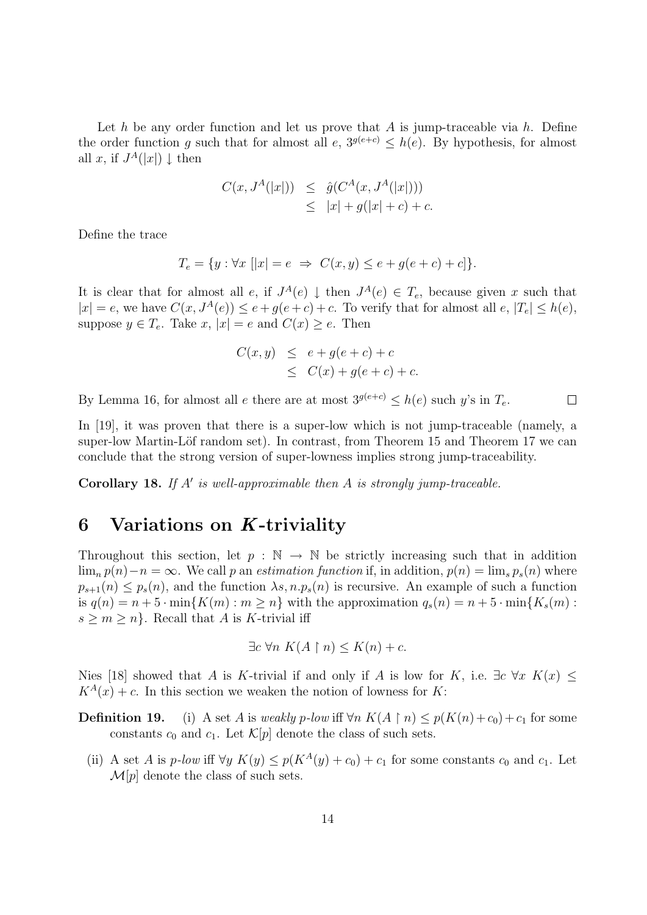Let $h$ be any order function and let us prove that $A$ is jump-traceable via $h$. Define the order function $g$ such that for almost all $e$, $3^{g(e+c)} \leq h(e)$. By hypothesis, for almost all $x$, if $J^A(|x|) \downarrow$ then

$$
\begin{aligned}
C(x, J^A(|x|)) &\leq \hat{g}(C^A(x, J^A(|x|))) \\
&\leq |x| + g(|x| + c) + c.
\end{aligned}
$$

Define the trace

$$
T_e = \{y : \forall x \; [|x| = e \; \Rightarrow \; C(x, y) \leq e + g(e + c) + c]\}.
$$

It is clear that for almost all $e$, if $J^A(e) \downarrow$ then $J^A(e) \in T_e$, because given $x$ such that $|x| = e$, we have $C(x, J^A(e)) \leq e + g(e+c) + c$. To verify that for almost all $e$, $|T_e| \leq h(e)$, suppose $y \in T_e$. Take $x$, $|x| = e$ and $C(x) \geq e$. Then

$$
\begin{aligned}
C(x, y) &\leq e + g(e + c) + c \\
&\leq C(x) + g(e + c) + c.
\end{aligned}
$$

By Lemma 16, for almost all $e$ there are at most $3^{g(e+c)} \leq h(e)$ such $y$'s in $T_e$. $\square$

In [19], it was proven that there is a super-low which is not jump-traceable (namely, a super-low Martin-Löf random set). In contrast, from Theorem 15 and Theorem 17 we can conclude that the strong version of super-lowness implies strong jump-traceability.

**Corollary 18.** *If $A'$ is well-approximable then $A$ is strongly jump-traceable.*

## 6 Variations on $K$-triviality

Throughout this section, let $p : \mathbb{N} \to \mathbb{N}$ be strictly increasing such that in addition $\lim_n p(n) - n = \infty$. We call $p$ an *estimation function* if, in addition, $p(n) = \lim_s p_s(n)$ where $p_{s+1}(n) \leq p_s(n)$, and the function $\lambda s, n. p_s(n)$ is recursive. An example of such a function is $q(n) = n + 5 \cdot \min\{K(m) : m \geq n\}$ with the approximation $q_s(n) = n + 5 \cdot \min\{K_s(m) : s \geq m \geq n\}$. Recall that $A$ is $K$-trivial iff

$$
\exists c \; \forall n \; K(A \upharpoonright n) \leq K(n) + c.
$$

Nies [18] showed that $A$ is $K$-trivial if and only if $A$ is low for $K$, i.e. $\exists c \; \forall x \; K(x) \leq K^A(x) + c$. In this section we weaken the notion of lowness for $K$:

**Definition 19.**
- (i) A set $A$ is *weakly $p$-low* iff $\forall n \; K(A \upharpoonright n) \leq p(K(n) + c_0) + c_1$ for some constants $c_0$ and $c_1$. Let $\mathcal{K}[p]$ denote the class of such sets.
- (ii) A set $A$ is *$p$-low* iff $\forall y \; K(y) \leq p(K^A(y) + c_0) + c_1$ for some constants $c_0$ and $c_1$. Let $\mathcal{M}[p]$ denote the class of such sets.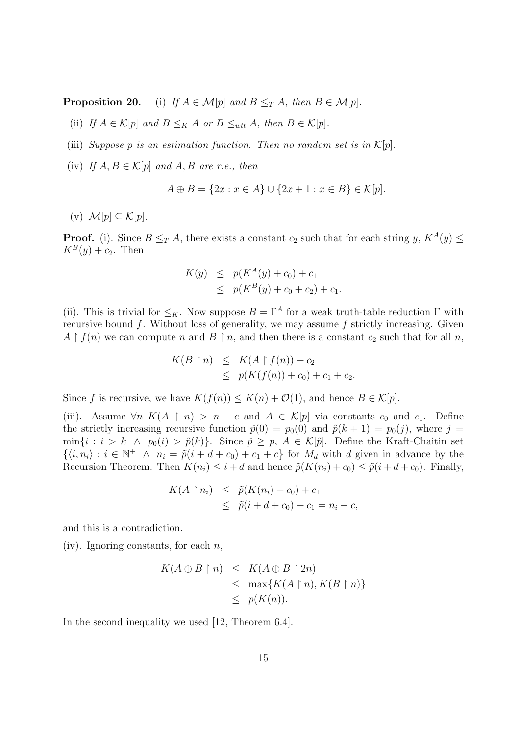**Proposition 20.** (i) *If $A \in \mathcal{M}[p]$ and $B \leq_T A$, then $B \in \mathcal{M}[p]$.*

(ii) *If $A \in \mathcal{K}[p]$ and $B \leq_K A$ or $B \leq_{wtt} A$, then $B \in \mathcal{K}[p]$.*

(iii) *Suppose $p$ is an estimation function. Then no random set is in $\mathcal{K}[p]$.*

(iv) *If $A, B \in \mathcal{K}[p]$ and $A, B$ are r.e., then*

$$A \oplus B = \{2x : x \in A\} \cup \{2x + 1 : x \in B\} \in \mathcal{K}[p].$$

(v) *$\mathcal{M}[p] \subseteq \mathcal{K}[p]$.*

**Proof.** (i). Since $B \leq_T A$, there exists a constant $c_2$ such that for each string $y$, $K^A(y) \leq K^B(y) + c_2$. Then

$$\begin{aligned} K(y) &\leq p(K^A(y) + c_0) + c_1 \\ &\leq p(K^B(y) + c_0 + c_2) + c_1. \end{aligned}$$

(ii). This is trivial for $\leq_K$. Now suppose $B = \Gamma^A$ for a weak truth-table reduction $\Gamma$ with recursive bound $f$. Without loss of generality, we may assume $f$ strictly increasing. Given $A \upharpoonright f(n)$ we can compute $n$ and $B \upharpoonright n$, and then there is a constant $c_2$ such that for all $n$,

$$\begin{aligned} K(B \upharpoonright n) &\leq K(A \upharpoonright f(n)) + c_2 \\ &\leq p(K(f(n)) + c_0) + c_1 + c_2. \end{aligned}$$

Since $f$ is recursive, we have $K(f(n)) \leq K(n) + \mathcal{O}(1)$, and hence $B \in \mathcal{K}[p]$.

(iii). Assume $\forall n \; K(A \upharpoonright n) > n - c$ and $A \in \mathcal{K}[p]$ via constants $c_0$ and $c_1$. Define the strictly increasing recursive function $\tilde{p}(0) = p_0(0)$ and $\tilde{p}(k+1) = p_0(j)$, where $j = \min\{i : i > k \; \wedge \; p_0(i) > \tilde{p}(k)\}$. Since $\tilde{p} \geq p$, $A \in \mathcal{K}[\tilde{p}]$. Define the Kraft-Chaitin set $\{\langle i, n_i \rangle : i \in \mathbb{N}^+ \; \wedge \; n_i = \tilde{p}(i + d + c_0) + c_1 + c\}$ for $M_d$ with $d$ given in advance by the Recursion Theorem. Then $K(n_i) \leq i + d$ and hence $\tilde{p}(K(n_i) + c_0) \leq \tilde{p}(i + d + c_0)$. Finally,

$$\begin{aligned} K(A \upharpoonright n_i) &\leq \tilde{p}(K(n_i) + c_0) + c_1 \\ &\leq \tilde{p}(i + d + c_0) + c_1 = n_i - c, \end{aligned}$$

and this is a contradiction.

(iv). Ignoring constants, for each $n$,

$$\begin{aligned} K(A \oplus B \upharpoonright n) &\leq K(A \oplus B \upharpoonright 2n) \\ &\leq \max\{K(A \upharpoonright n), K(B \upharpoonright n)\} \\ &\leq p(K(n)). \end{aligned}$$

In the second inequality we used [12, Theorem 6.4].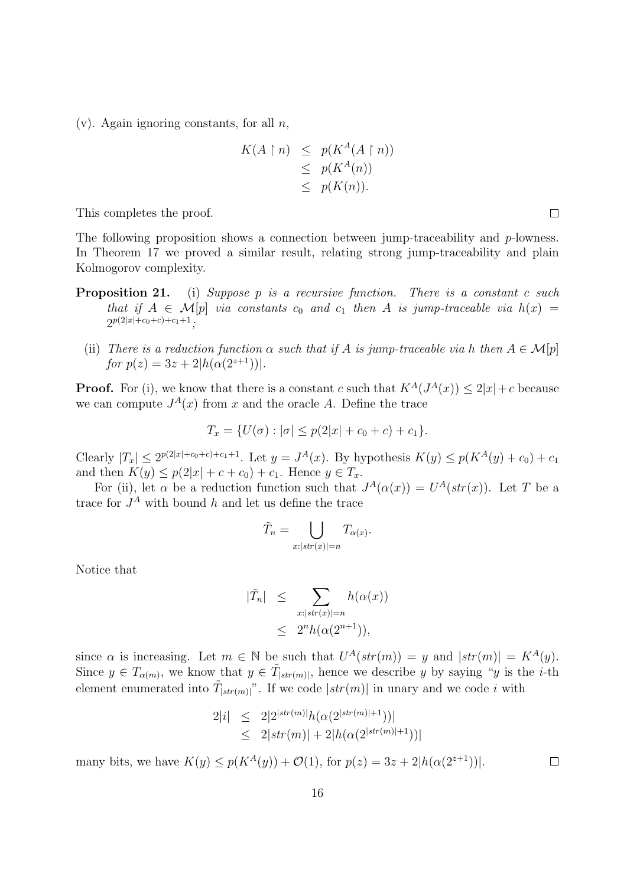(v). Again ignoring constants, for all $n$,

$$\begin{aligned} K(A \upharpoonright n) &\leq p(K^A(A \upharpoonright n)) \\ &\leq p(K^A(n)) \\ &\leq p(K(n)). \end{aligned}$$

This completes the proof. $\square$

The following proposition shows a connection between jump-traceability and $p$-lowness. In Theorem 17 we proved a similar result, relating strong jump-traceability and plain Kolmogorov complexity.

**Proposition 21.** (i) *Suppose $p$ is a recursive function. There is a constant $c$ such that if $A \in \mathcal{M}[p]$ via constants $c_0$ and $c_1$ then $A$ is jump-traceable via $h(x) = 2^{p(2|x|+c_0+c)+c_1+1}$;*

(ii) *There is a reduction function $\alpha$ such that if $A$ is jump-traceable via $h$ then $A \in \mathcal{M}[p]$ for $p(z) = 3z + 2|h(\alpha(2^{z+1}))|$.*

**Proof.** For (i), we know that there is a constant $c$ such that $K^A(J^A(x)) \leq 2|x| + c$ because we can compute $J^A(x)$ from $x$ and the oracle $A$. Define the trace

$$T_x = \{U(\sigma) : |\sigma| \leq p(2|x| + c_0 + c) + c_1\}.$$

Clearly $|T_x| \leq 2^{p(2|x|+c_0+c)+c_1+1}$. Let $y = J^A(x)$. By hypothesis $K(y) \leq p(K^A(y) + c_0) + c_1$ and then $K(y) \leq p(2|x| + c + c_0) + c_1$. Hence $y \in T_x$.

For (ii), let $\alpha$ be a reduction function such that $J^A(\alpha(x)) = U^A(str(x))$. Let $T$ be a trace for $J^A$ with bound $h$ and let us define the trace

$$\tilde{T}_n = \bigcup_{x:|str(x)|=n} T_{\alpha(x)}.$$

Notice that

$$\begin{aligned} |\tilde{T}_n| &\leq \sum_{x:|str(x)|=n} h(\alpha(x)) \\ &\leq 2^n h(\alpha(2^{n+1})), \end{aligned}$$

since $\alpha$ is increasing. Let $m \in \mathbb{N}$ be such that $U^A(str(m)) = y$ and $|str(m)| = K^A(y)$. Since $y \in T_{\alpha(m)}$, we know that $y \in \tilde{T}_{|str(m)|}$, hence we describe $y$ by saying "$y$ is the $i$-th element enumerated into $\tilde{T}_{|str(m)|}$". If we code $|str(m)|$ in unary and we code $i$ with

$$\begin{aligned} 2|i| &\leq 2|2^{|str(m)|} h(\alpha(2^{|str(m)|+1}))| \\ &\leq 2|str(m)| + 2|h(\alpha(2^{|str(m)|+1}))| \end{aligned}$$

many bits, we have $K(y) \leq p(K^A(y)) + \mathcal{O}(1)$, for $p(z) = 3z + 2|h(\alpha(2^{z+1}))|$. $\square$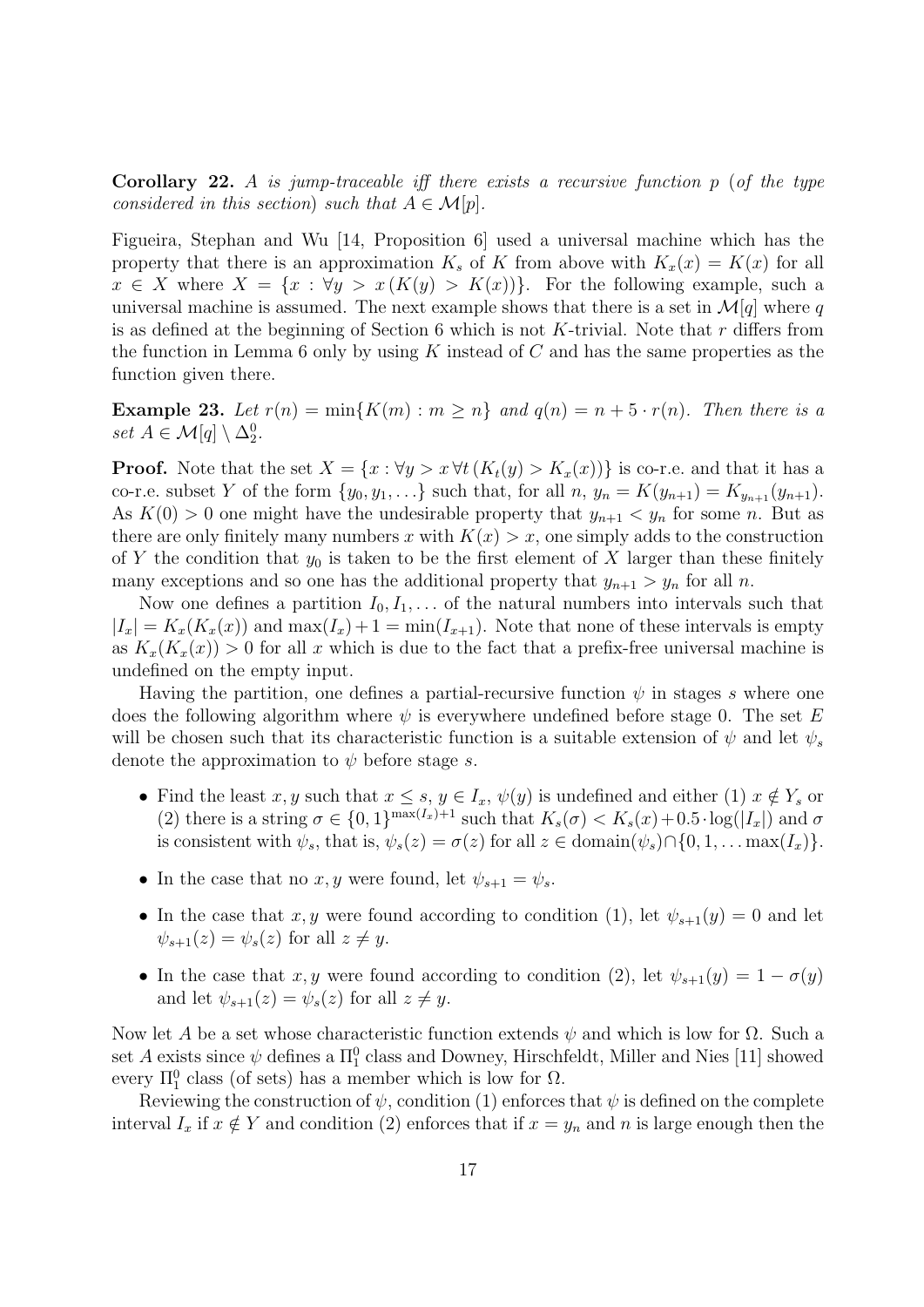**Corollary 22.** *A is jump-traceable iff there exists a recursive function p* (*of the type considered in this section*) *such that* $A \in \mathcal{M}[p]$.

Figueira, Stephan and Wu [14, Proposition 6] used a universal machine which has the property that there is an approximation $K_s$ of $K$ from above with $K_x(x) = K(x)$ for all $x \in X$ where $X = \{x : \forall y > x\,(K(y) > K(x))\}$. For the following example, such a universal machine is assumed. The next example shows that there is a set in $\mathcal{M}[q]$ where $q$ is as defined at the beginning of Section 6 which is not $K$-trivial. Note that $r$ differs from the function in Lemma 6 only by using $K$ instead of $C$ and has the same properties as the function given there.

**Example 23.** *Let* $r(n) = \min\{K(m) : m \geq n\}$ *and* $q(n) = n + 5 \cdot r(n)$. *Then there is a set* $A \in \mathcal{M}[q] \setminus \Delta^0_2$.

**Proof.** Note that the set $X = \{x : \forall y > x\, \forall t\, (K_t(y) > K_x(x))\}$ is co-r.e. and that it has a co-r.e. subset $Y$ of the form $\{y_0, y_1, \ldots\}$ such that, for all $n$, $y_n = K(y_{n+1}) = K_{y_{n+1}}(y_{n+1})$. As $K(0) > 0$ one might have the undesirable property that $y_{n+1} < y_n$ for some $n$. But as there are only finitely many numbers $x$ with $K(x) > x$, one simply adds to the construction of $Y$ the condition that $y_0$ is taken to be the first element of $X$ larger than these finitely many exceptions and so one has the additional property that $y_{n+1} > y_n$ for all $n$.

Now one defines a partition $I_0, I_1, \ldots$ of the natural numbers into intervals such that $|I_x| = K_x(K_x(x))$ and $\max(I_x) + 1 = \min(I_{x+1})$. Note that none of these intervals is empty as $K_x(K_x(x)) > 0$ for all $x$ which is due to the fact that a prefix-free universal machine is undefined on the empty input.

Having the partition, one defines a partial-recursive function $\psi$ in stages $s$ where one does the following algorithm where $\psi$ is everywhere undefined before stage 0. The set $E$ will be chosen such that its characteristic function is a suitable extension of $\psi$ and let $\psi_s$ denote the approximation to $\psi$ before stage $s$.

- Find the least $x, y$ such that $x \leq s$, $y \in I_x$, $\psi(y)$ is undefined and either (1) $x \notin Y_s$ or (2) there is a string $\sigma \in \{0,1\}^{\max(I_x)+1}$ such that $K_s(\sigma) < K_s(x) + 0.5 \cdot \log(|I_x|)$ and $\sigma$ is consistent with $\psi_s$, that is, $\psi_s(z) = \sigma(z)$ for all $z \in \text{domain}(\psi_s) \cap \{0, 1, \ldots \max(I_x)\}$.
- In the case that no $x, y$ were found, let $\psi_{s+1} = \psi_s$.
- In the case that $x, y$ were found according to condition (1), let $\psi_{s+1}(y) = 0$ and let $\psi_{s+1}(z) = \psi_s(z)$ for all $z \neq y$.
- In the case that $x, y$ were found according to condition (2), let $\psi_{s+1}(y) = 1 - \sigma(y)$ and let $\psi_{s+1}(z) = \psi_s(z)$ for all $z \neq y$.

Now let $A$ be a set whose characteristic function extends $\psi$ and which is low for $\Omega$. Such a set $A$ exists since $\psi$ defines a $\Pi^0_1$ class and Downey, Hirschfeldt, Miller and Nies [11] showed every $\Pi^0_1$ class (of sets) has a member which is low for $\Omega$.

Reviewing the construction of $\psi$, condition (1) enforces that $\psi$ is defined on the complete interval $I_x$ if $x \notin Y$ and condition (2) enforces that if $x = y_n$ and $n$ is large enough then the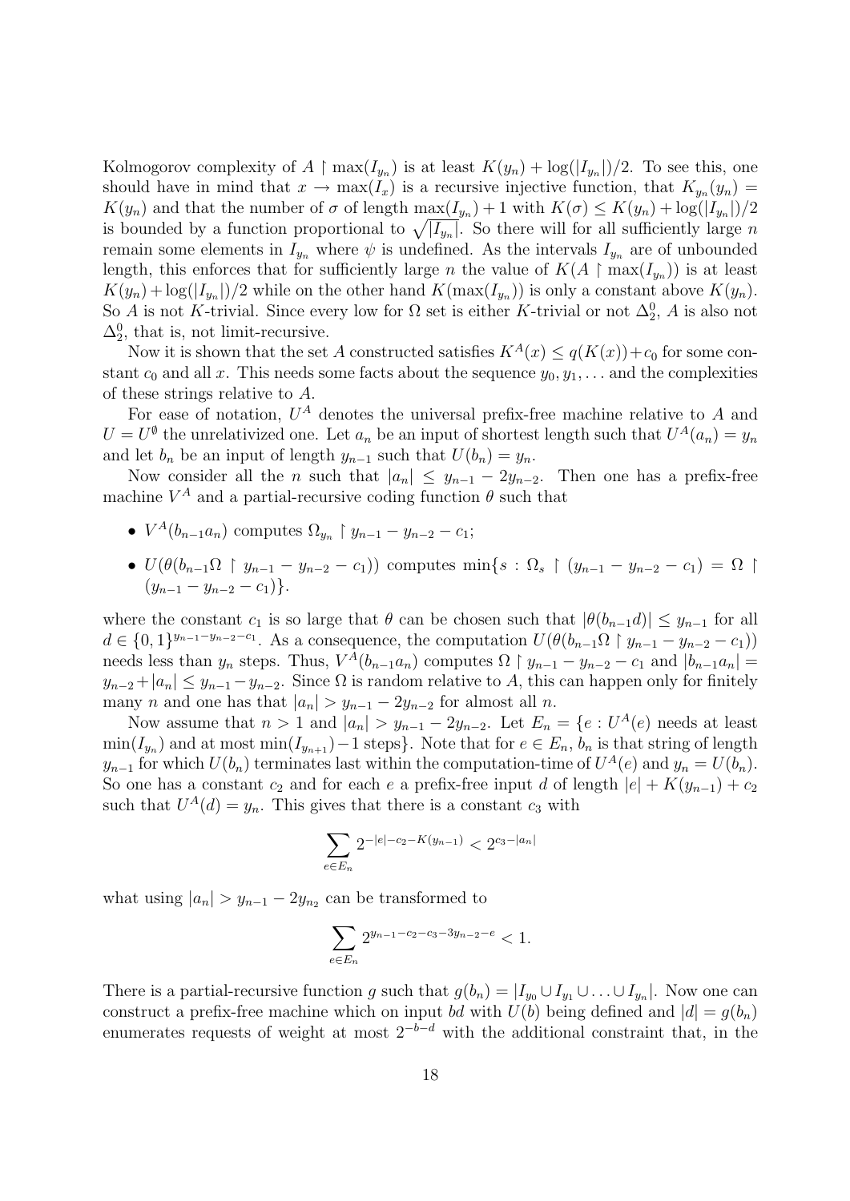Kolmogorov complexity of $A \upharpoonright \max(I_{y_n})$ is at least $K(y_n) + \log(|I_{y_n}|)/2$. To see this, one should have in mind that $x \to \max(I_x)$ is a recursive injective function, that $K_{y_n}(y_n) = K(y_n)$ and that the number of $\sigma$ of length $\max(I_{y_n}) + 1$ with $K(\sigma) \leq K(y_n) + \log(|I_{y_n}|)/2$ is bounded by a function proportional to $\sqrt{|I_{y_n}|}$. So there will for all sufficiently large $n$ remain some elements in $I_{y_n}$ where $\psi$ is undefined. As the intervals $I_{y_n}$ are of unbounded length, this enforces that for sufficiently large $n$ the value of $K(A \upharpoonright \max(I_{y_n}))$ is at least $K(y_n) + \log(|I_{y_n}|)/2$ while on the other hand $K(\max(I_{y_n}))$ is only a constant above $K(y_n)$. So $A$ is not $K$-trivial. Since every low for $\Omega$ set is either $K$-trivial or not $\Delta^0_2$, $A$ is also not $\Delta^0_2$, that is, not limit-recursive.

Now it is shown that the set $A$ constructed satisfies $K^A(x) \leq q(K(x)) + c_0$ for some constant $c_0$ and all $x$. This needs some facts about the sequence $y_0, y_1, \ldots$ and the complexities of these strings relative to $A$.

For ease of notation, $U^A$ denotes the universal prefix-free machine relative to $A$ and $U = U^\emptyset$ the unrelativized one. Let $a_n$ be an input of shortest length such that $U^A(a_n) = y_n$ and let $b_n$ be an input of length $y_{n-1}$ such that $U(b_n) = y_n$.

Now consider all the $n$ such that $|a_n| \leq y_{n-1} - 2y_{n-2}$. Then one has a prefix-free machine $V^A$ and a partial-recursive coding function $\theta$ such that

- $V^A(b_{n-1}a_n)$ computes $\Omega_{y_n} \upharpoonright y_{n-1} - y_{n-2} - c_1$;
- $U(\theta(b_{n-1}\Omega \upharpoonright y_{n-1} - y_{n-2} - c_1))$ computes $\min\{s : \Omega_s \upharpoonright (y_{n-1} - y_{n-2} - c_1) = \Omega \upharpoonright (y_{n-1} - y_{n-2} - c_1)\}$.

where the constant $c_1$ is so large that $\theta$ can be chosen such that $|\theta(b_{n-1}d)| \leq y_{n-1}$ for all $d \in \{0,1\}^{y_{n-1}-y_{n-2}-c_1}$. As a consequence, the computation $U(\theta(b_{n-1}\Omega \upharpoonright y_{n-1} - y_{n-2} - c_1))$ needs less than $y_n$ steps. Thus, $V^A(b_{n-1}a_n)$ computes $\Omega \upharpoonright y_{n-1} - y_{n-2} - c_1$ and $|b_{n-1}a_n| = y_{n-2} + |a_n| \leq y_{n-1} - y_{n-2}$. Since $\Omega$ is random relative to $A$, this can happen only for finitely many $n$ and one has that $|a_n| > y_{n-1} - 2y_{n-2}$ for almost all $n$.

Now assume that $n > 1$ and $|a_n| > y_{n-1} - 2y_{n-2}$. Let $E_n = \{e : U^A(e)$ needs at least $\min(I_{y_n})$ and at most $\min(I_{y_{n+1}}) - 1$ steps$\}$. Note that for $e \in E_n$, $b_n$ is that string of length $y_{n-1}$ for which $U(b_n)$ terminates last within the computation-time of $U^A(e)$ and $y_n = U(b_n)$. So one has a constant $c_2$ and for each $e$ a prefix-free input $d$ of length $|e| + K(y_{n-1}) + c_2$ such that $U^A(d) = y_n$. This gives that there is a constant $c_3$ with

$$\sum_{e \in E_n} 2^{-|e|-c_2-K(y_{n-1})} < 2^{c_3-|a_n|}$$

what using $|a_n| > y_{n-1} - 2y_{n_2}$ can be transformed to

$$\sum_{e \in E_n} 2^{y_{n-1}-c_2-c_3-3y_{n-2}-e} < 1.$$

There is a partial-recursive function $g$ such that $g(b_n) = |I_{y_0} \cup I_{y_1} \cup \ldots \cup I_{y_n}|$. Now one can construct a prefix-free machine which on input $bd$ with $U(b)$ being defined and $|d| = g(b_n)$ enumerates requests of weight at most $2^{-b-d}$ with the additional constraint that, in the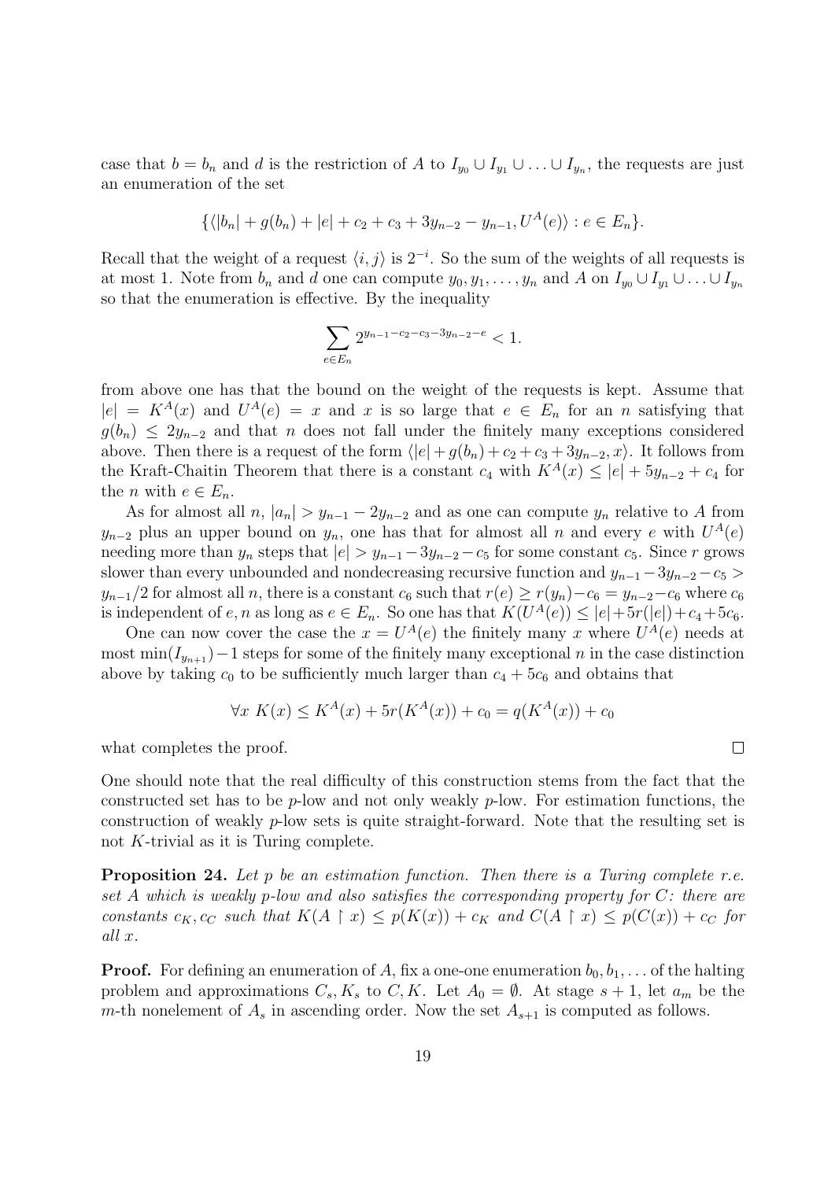case that $b = b_n$ and $d$ is the restriction of $A$ to $I_{y_0} \cup I_{y_1} \cup \ldots \cup I_{y_n}$, the requests are just an enumeration of the set

$$\{\langle |b_n| + g(b_n) + |e| + c_2 + c_3 + 3y_{n-2} - y_{n-1}, U^A(e)\rangle : e \in E_n\}.$$

Recall that the weight of a request $\langle i, j\rangle$ is $2^{-i}$. So the sum of the weights of all requests is at most 1. Note from $b_n$ and $d$ one can compute $y_0, y_1, \ldots, y_n$ and $A$ on $I_{y_0} \cup I_{y_1} \cup \ldots \cup I_{y_n}$ so that the enumeration is effective. By the inequality

$$\sum_{e \in E_n} 2^{y_{n-1} - c_2 - c_3 - 3y_{n-2} - e} < 1.$$

from above one has that the bound on the weight of the requests is kept. Assume that $|e| = K^A(x)$ and $U^A(e) = x$ and $x$ is so large that $e \in E_n$ for an $n$ satisfying that $g(b_n) \leq 2y_{n-2}$ and that $n$ does not fall under the finitely many exceptions considered above. Then there is a request of the form $\langle |e| + g(b_n) + c_2 + c_3 + 3y_{n-2}, x\rangle$. It follows from the Kraft-Chaitin Theorem that there is a constant $c_4$ with $K^A(x) \leq |e| + 5y_{n-2} + c_4$ for the $n$ with $e \in E_n$.

As for almost all $n$, $|a_n| > y_{n-1} - 2y_{n-2}$ and as one can compute $y_n$ relative to $A$ from $y_{n-2}$ plus an upper bound on $y_n$, one has that for almost all $n$ and every $e$ with $U^A(e)$ needing more than $y_n$ steps that $|e| > y_{n-1} - 3y_{n-2} - c_5$ for some constant $c_5$. Since $r$ grows slower than every unbounded and nondecreasing recursive function and $y_{n-1} - 3y_{n-2} - c_5 > y_{n-1}/2$ for almost all $n$, there is a constant $c_6$ such that $r(e) \geq r(y_n) - c_6 = y_{n-2} - c_6$ where $c_6$ is independent of $e, n$ as long as $e \in E_n$. So one has that $K(U^A(e)) \leq |e| + 5r(|e|) + c_4 + 5c_6$.

One can now cover the case the $x = U^A(e)$ the finitely many $x$ where $U^A(e)$ needs at most $\min(I_{y_{n+1}}) - 1$ steps for some of the finitely many exceptional $n$ in the case distinction above by taking $c_0$ to be sufficiently much larger than $c_4 + 5c_6$ and obtains that

$$\forall x \; K(x) \leq K^A(x) + 5r(K^A(x)) + c_0 = q(K^A(x)) + c_0$$

what completes the proof. ∎

One should note that the real difficulty of this construction stems from the fact that the constructed set has to be $p$-low and not only weakly $p$-low. For estimation functions, the construction of weakly $p$-low sets is quite straight-forward. Note that the resulting set is not $K$-trivial as it is Turing complete.

**Proposition 24.** *Let $p$ be an estimation function. Then there is a Turing complete r.e. set $A$ which is weakly $p$-low and also satisfies the corresponding property for $C$: there are constants $c_K, c_C$ such that $K(A \upharpoonright x) \leq p(K(x)) + c_K$ and $C(A \upharpoonright x) \leq p(C(x)) + c_C$ for all $x$.*

**Proof.** For defining an enumeration of $A$, fix a one-one enumeration $b_0, b_1, \ldots$ of the halting problem and approximations $C_s, K_s$ to $C, K$. Let $A_0 = \emptyset$. At stage $s+1$, let $a_m$ be the $m$-th nonelement of $A_s$ in ascending order. Now the set $A_{s+1}$ is computed as follows.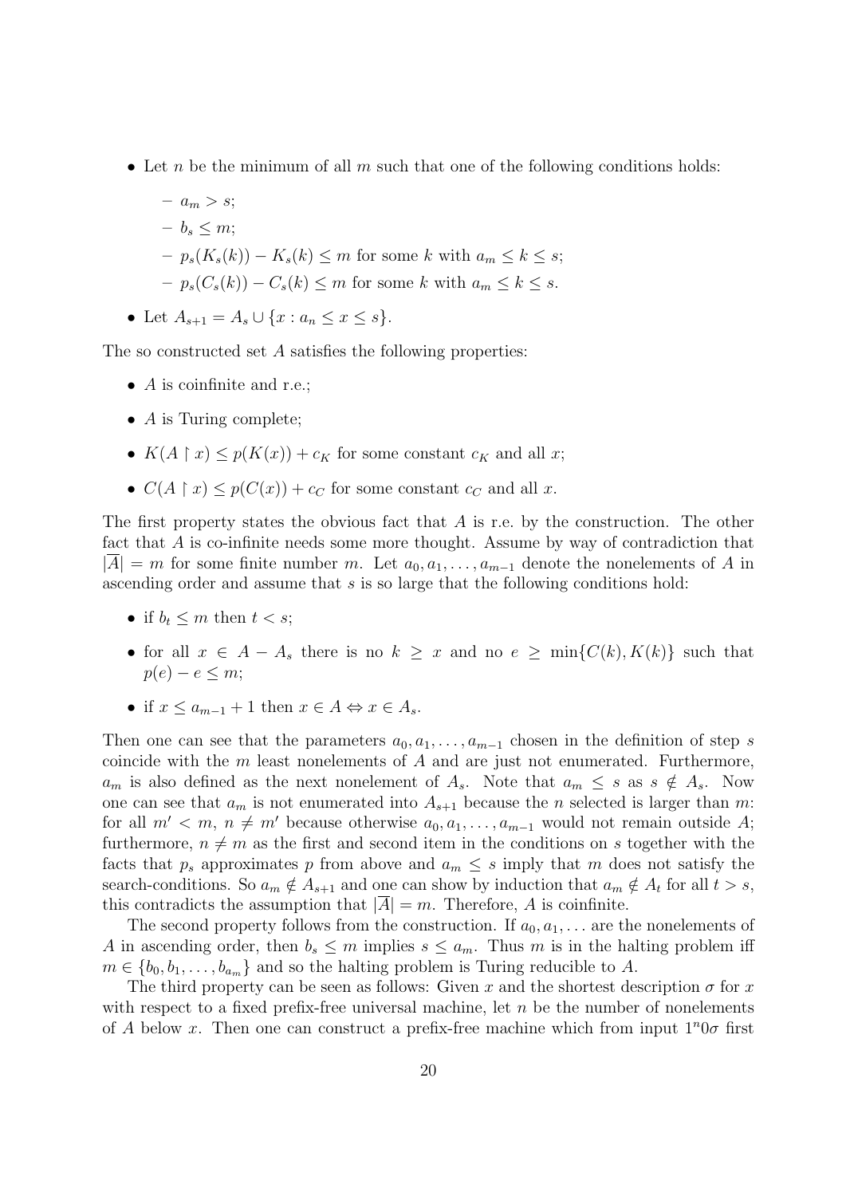- Let $n$ be the minimum of all $m$ such that one of the following conditions holds:
  - $a_m > s$;
  - $b_s \leq m$;
  - $p_s(K_s(k)) - K_s(k) \leq m$ for some $k$ with $a_m \leq k \leq s$;
  - $p_s(C_s(k)) - C_s(k) \leq m$ for some $k$ with $a_m \leq k \leq s$.
- Let $A_{s+1} = A_s \cup \{x : a_n \leq x \leq s\}$.

The so constructed set $A$ satisfies the following properties:

- $A$ is coinfinite and r.e.;
- $A$ is Turing complete;
- $K(A \upharpoonright x) \leq p(K(x)) + c_K$ for some constant $c_K$ and all $x$;
- $C(A \upharpoonright x) \leq p(C(x)) + c_C$ for some constant $c_C$ and all $x$.

The first property states the obvious fact that $A$ is r.e. by the construction. The other fact that $A$ is co-infinite needs some more thought. Assume by way of contradiction that $|\overline{A}| = m$ for some finite number $m$. Let $a_0, a_1, \ldots, a_{m-1}$ denote the nonelements of $A$ in ascending order and assume that $s$ is so large that the following conditions hold:

- if $b_t \leq m$ then $t < s$;
- for all $x \in A - A_s$ there is no $k \geq x$ and no $e \geq \min\{C(k), K(k)\}$ such that $p(e) - e \leq m$;
- if $x \leq a_{m-1} + 1$ then $x \in A \Leftrightarrow x \in A_s$.

Then one can see that the parameters $a_0, a_1, \ldots, a_{m-1}$ chosen in the definition of step $s$ coincide with the $m$ least nonelements of $A$ and are just not enumerated. Furthermore, $a_m$ is also defined as the next nonelement of $A_s$. Note that $a_m \leq s$ as $s \notin A_s$. Now one can see that $a_m$ is not enumerated into $A_{s+1}$ because the $n$ selected is larger than $m$: for all $m' < m$, $n \neq m'$ because otherwise $a_0, a_1, \ldots, a_{m-1}$ would not remain outside $A$; furthermore, $n \neq m$ as the first and second item in the conditions on $s$ together with the facts that $p_s$ approximates $p$ from above and $a_m \leq s$ imply that $m$ does not satisfy the search-conditions. So $a_m \notin A_{s+1}$ and one can show by induction that $a_m \notin A_t$ for all $t > s$, this contradicts the assumption that $|\overline{A}| = m$. Therefore, $A$ is coinfinite.

The second property follows from the construction. If $a_0, a_1, \ldots$ are the nonelements of $A$ in ascending order, then $b_s \leq m$ implies $s \leq a_m$. Thus $m$ is in the halting problem iff $m \in \{b_0, b_1, \ldots, b_{a_m}\}$ and so the halting problem is Turing reducible to $A$.

The third property can be seen as follows: Given $x$ and the shortest description $\sigma$ for $x$ with respect to a fixed prefix-free universal machine, let $n$ be the number of nonelements of $A$ below $x$. Then one can construct a prefix-free machine which from input $1^n 0 \sigma$ first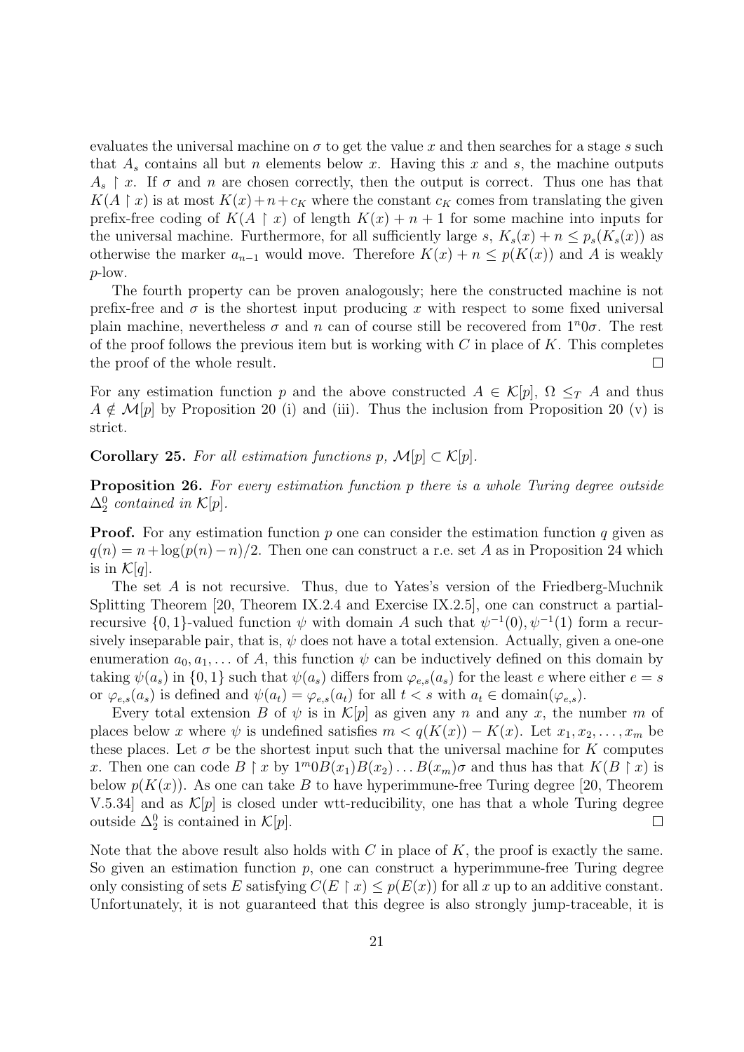evaluates the universal machine on $\sigma$ to get the value $x$ and then searches for a stage $s$ such that $A_s$ contains all but $n$ elements below $x$. Having this $x$ and $s$, the machine outputs $A_s \upharpoonright x$. If $\sigma$ and $n$ are chosen correctly, then the output is correct. Thus one has that $K(A \upharpoonright x)$ is at most $K(x)+n+c_K$ where the constant $c_K$ comes from translating the given prefix-free coding of $K(A \upharpoonright x)$ of length $K(x) + n + 1$ for some machine into inputs for the universal machine. Furthermore, for all sufficiently large $s$, $K_s(x) + n \leq p_s(K_s(x))$ as otherwise the marker $a_{n-1}$ would move. Therefore $K(x) + n \leq p(K(x))$ and $A$ is weakly $p$-low.

The fourth property can be proven analogously; here the constructed machine is not prefix-free and $\sigma$ is the shortest input producing $x$ with respect to some fixed universal plain machine, nevertheless $\sigma$ and $n$ can of course still be recovered from $1^n0\sigma$. The rest of the proof follows the previous item but is working with $C$ in place of $K$. This completes the proof of the whole result. ☐

For any estimation function $p$ and the above constructed $A \in \mathcal{K}[p]$, $\Omega \leq_T A$ and thus $A \notin \mathcal{M}[p]$ by Proposition 20 (i) and (iii). Thus the inclusion from Proposition 20 (v) is strict.

**Corollary 25.** *For all estimation functions $p$, $\mathcal{M}[p] \subset \mathcal{K}[p]$.*

**Proposition 26.** *For every estimation function $p$ there is a whole Turing degree outside $\Delta^0_2$ contained in $\mathcal{K}[p]$.*

**Proof.** For any estimation function $p$ one can consider the estimation function $q$ given as $q(n) = n+\log(p(n)-n)/2$. Then one can construct a r.e. set $A$ as in Proposition 24 which is in $\mathcal{K}[q]$.

The set $A$ is not recursive. Thus, due to Yates's version of the Friedberg-Muchnik Splitting Theorem [20, Theorem IX.2.4 and Exercise IX.2.5], one can construct a partial-recursive $\{0, 1\}$-valued function $\psi$ with domain $A$ such that $\psi^{-1}(0), \psi^{-1}(1)$ form a recursively inseparable pair, that is, $\psi$ does not have a total extension. Actually, given a one-one enumeration $a_0, a_1, \ldots$ of $A$, this function $\psi$ can be inductively defined on this domain by taking $\psi(a_s)$ in $\{0, 1\}$ such that $\psi(a_s)$ differs from $\varphi_{e,s}(a_s)$ for the least $e$ where either $e = s$ or $\varphi_{e,s}(a_s)$ is defined and $\psi(a_t) = \varphi_{e,s}(a_t)$ for all $t < s$ with $a_t \in \text{domain}(\varphi_{e,s})$.

Every total extension $B$ of $\psi$ is in $\mathcal{K}[p]$ as given any $n$ and any $x$, the number $m$ of places below $x$ where $\psi$ is undefined satisfies $m < q(K(x)) - K(x)$. Let $x_1, x_2, \ldots, x_m$ be these places. Let $\sigma$ be the shortest input such that the universal machine for $K$ computes $x$. Then one can code $B \upharpoonright x$ by $1^m0B(x_1)B(x_2)\ldots B(x_m)\sigma$ and thus has that $K(B \upharpoonright x)$ is below $p(K(x))$. As one can take $B$ to have hyperimmune-free Turing degree [20, Theorem V.5.34] and as $\mathcal{K}[p]$ is closed under wtt-reducibility, one has that a whole Turing degree outside $\Delta^0_2$ is contained in $\mathcal{K}[p]$. ☐

Note that the above result also holds with $C$ in place of $K$, the proof is exactly the same. So given an estimation function $p$, one can construct a hyperimmune-free Turing degree only consisting of sets $E$ satisfying $C(E \upharpoonright x) \leq p(E(x))$ for all $x$ up to an additive constant. Unfortunately, it is not guaranteed that this degree is also strongly jump-traceable, it is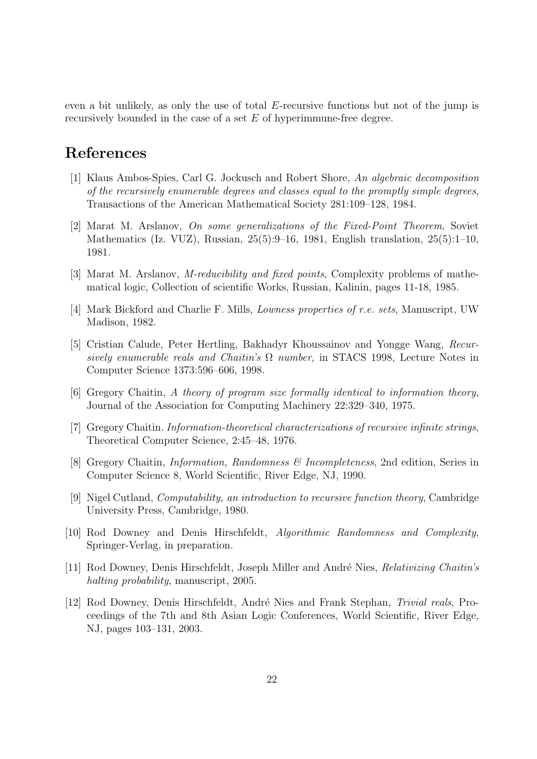even a bit unlikely, as only the use of total $E$-recursive functions but not of the jump is recursively bounded in the case of a set $E$ of hyperimmune-free degree.

# References

[1] Klaus Ambos-Spies, Carl G. Jockusch and Robert Shore, *An algebraic decomposition of the recursively enumerable degrees and classes equal to the promptly simple degrees*, Transactions of the American Mathematical Society 281:109–128, 1984.

[2] Marat M. Arslanov, *On some generalizations of the Fixed-Point Theorem*, Soviet Mathematics (Iz. VUZ), Russian, 25(5):9–16, 1981, English translation, 25(5):1–10, 1981.

[3] Marat M. Arslanov, *M-reducibility and fixed points*, Complexity problems of mathematical logic, Collection of scientific Works, Russian, Kalinin, pages 11-18, 1985.

[4] Mark Bickford and Charlie F. Mills, *Lowness properties of r.e. sets*, Manuscript, UW Madison, 1982.

[5] Cristian Calude, Peter Hertling, Bakhadyr Khoussainov and Yongge Wang, *Recursively enumerable reals and Chaitin's $\Omega$ number*, in STACS 1998, Lecture Notes in Computer Science 1373:596–606, 1998.

[6] Gregory Chaitin, *A theory of program size formally identical to information theory*, Journal of the Association for Computing Machinery 22:329–340, 1975.

[7] Gregory Chaitin. *Information-theoretical characterizations of recursive infinite strings*, Theoretical Computer Science, 2:45–48, 1976.

[8] Gregory Chaitin, *Information, Randomness & Incompleteness*, 2nd edition, Series in Computer Science 8, World Scientific, River Edge, NJ, 1990.

[9] Nigel Cutland, *Computability, an introduction to recursive function theory*, Cambridge University Press, Cambridge, 1980.

[10] Rod Downey and Denis Hirschfeldt, *Algorithmic Randomness and Complexity*, Springer-Verlag, in preparation.

[11] Rod Downey, Denis Hirschfeldt, Joseph Miller and André Nies, *Relativizing Chaitin's halting probability*, manuscript, 2005.

[12] Rod Downey, Denis Hirschfeldt, André Nies and Frank Stephan, *Trivial reals*, Proceedings of the 7th and 8th Asian Logic Conferences, World Scientific, River Edge, NJ, pages 103–131, 2003.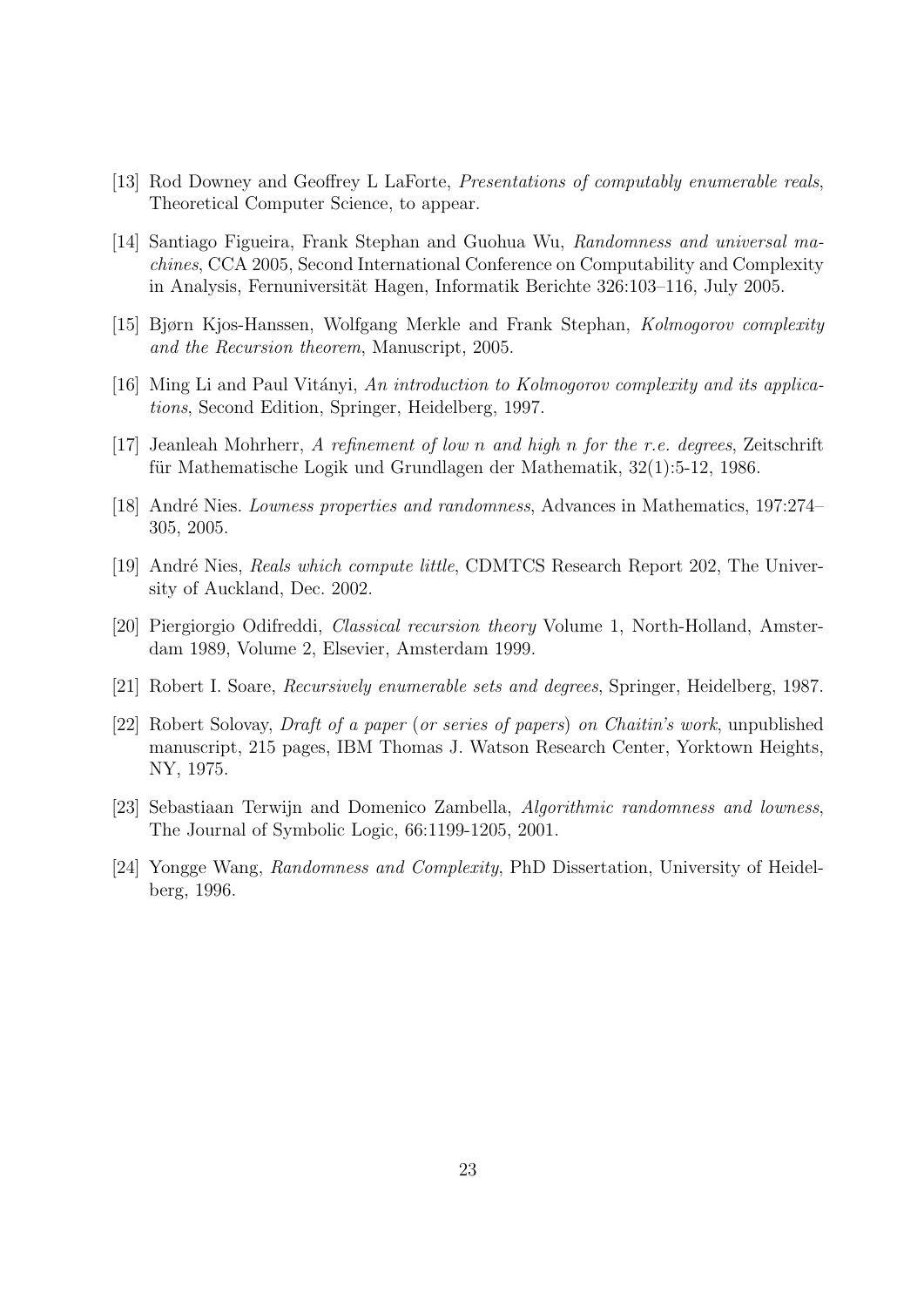[13] Rod Downey and Geoffrey L LaForte, *Presentations of computably enumerable reals*, Theoretical Computer Science, to appear.

[14] Santiago Figueira, Frank Stephan and Guohua Wu, *Randomness and universal machines*, CCA 2005, Second International Conference on Computability and Complexity in Analysis, Fernuniversität Hagen, Informatik Berichte 326:103–116, July 2005.

[15] Bjørn Kjos-Hanssen, Wolfgang Merkle and Frank Stephan, *Kolmogorov complexity and the Recursion theorem*, Manuscript, 2005.

[16] Ming Li and Paul Vitányi, *An introduction to Kolmogorov complexity and its applications*, Second Edition, Springer, Heidelberg, 1997.

[17] Jeanleah Mohrherr, *A refinement of low n and high n for the r.e. degrees*, Zeitschrift für Mathematische Logik und Grundlagen der Mathematik, 32(1):5-12, 1986.

[18] André Nies. *Lowness properties and randomness*, Advances in Mathematics, 197:274–305, 2005.

[19] André Nies, *Reals which compute little*, CDMTCS Research Report 202, The University of Auckland, Dec. 2002.

[20] Piergiorgio Odifreddi, *Classical recursion theory* Volume 1, North-Holland, Amsterdam 1989, Volume 2, Elsevier, Amsterdam 1999.

[21] Robert I. Soare, *Recursively enumerable sets and degrees*, Springer, Heidelberg, 1987.

[22] Robert Solovay, *Draft of a paper (or series of papers) on Chaitin's work*, unpublished manuscript, 215 pages, IBM Thomas J. Watson Research Center, Yorktown Heights, NY, 1975.

[23] Sebastiaan Terwijn and Domenico Zambella, *Algorithmic randomness and lowness*, The Journal of Symbolic Logic, 66:1199-1205, 2001.

[24] Yongge Wang, *Randomness and Complexity*, PhD Dissertation, University of Heidelberg, 1996.